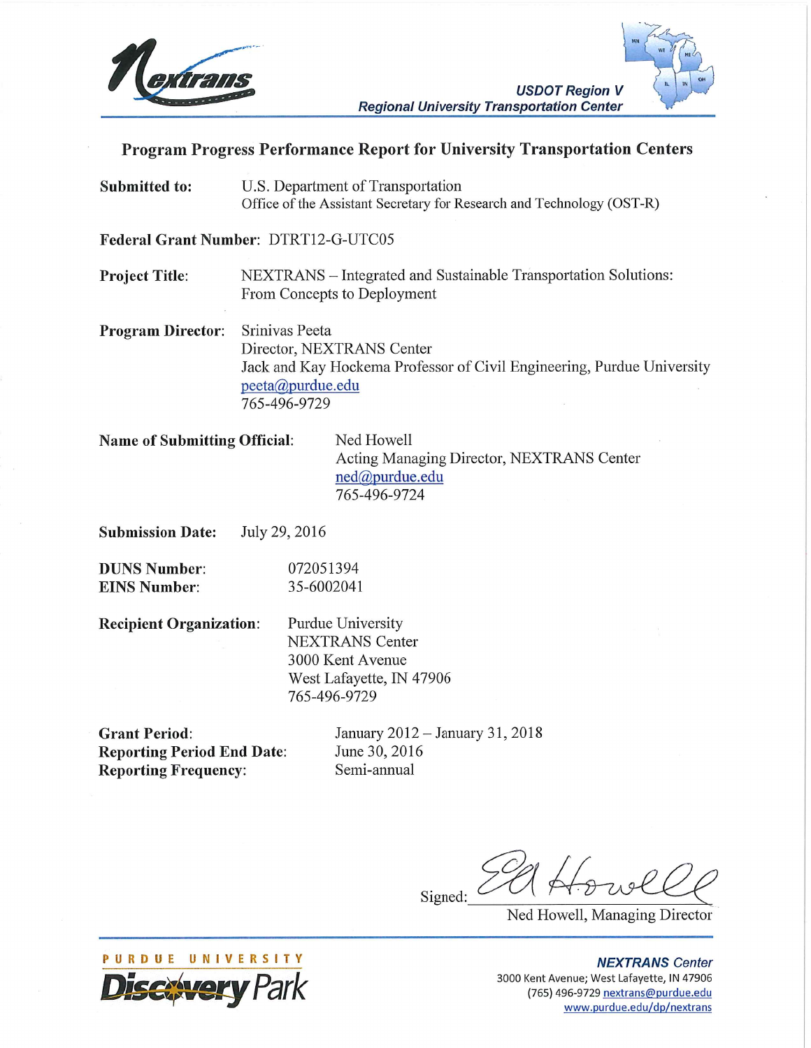USDOT Region V
Regional University Transportation Center

# Program Progress Performance Report for University Transportation Centers

**Submitted to:** U.S. Department of Transportation
Office of the Assistant Secretary for Research and Technology (OST-R)

**Federal Grant Number**: DTRT12-G-UTC05

**Project Title**: NEXTRANS – Integrated and Sustainable Transportation Solutions: From Concepts to Deployment

**Program Director**: Srinivas Peeta
Director, NEXTRANS Center
Jack and Kay Hockema Professor of Civil Engineering, Purdue University
peeta@purdue.edu
765-496-9729

**Name of Submitting Official**: Ned Howell
Acting Managing Director, NEXTRANS Center
ned@purdue.edu
765-496-9724

**Submission Date**: July 29, 2016

**DUNS Number**: 072051394
**EINS Number**: 35-6002041

**Recipient Organization**: Purdue University
NEXTRANS Center
3000 Kent Avenue
West Lafayette, IN 47906
765-496-9729

**Grant Period**: January 2012 – January 31, 2018
**Reporting Period End Date**: June 30, 2016
**Reporting Frequency**: Semi-annual

Signed: Ned Howell, Managing Director

PURDUE UNIVERSITY
Discovery Park

NEXTRANS Center
3000 Kent Avenue; West Lafayette, IN 47906
(765) 496-9729 nextrans@purdue.edu
www.purdue.edu/dp/nextrans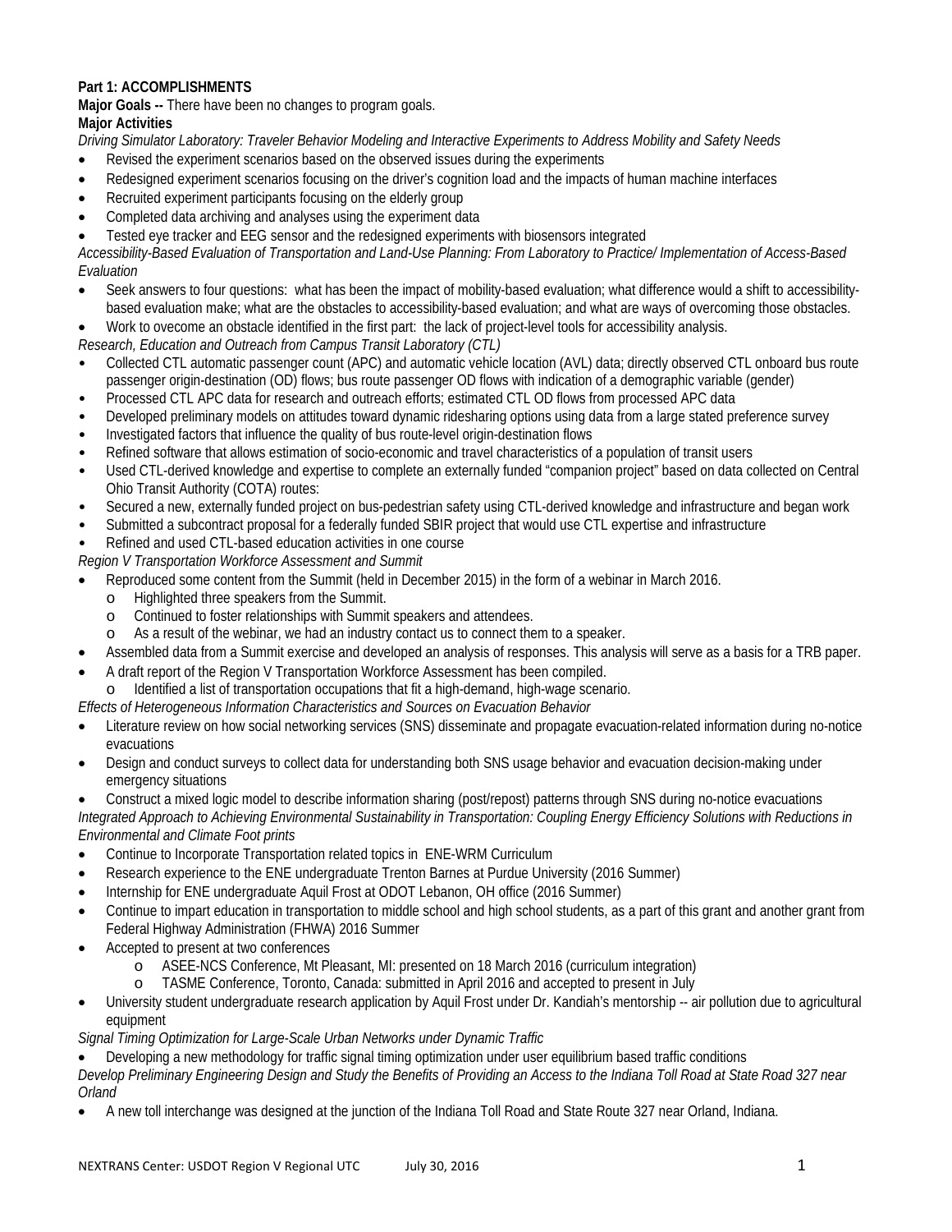**Part 1: ACCOMPLISHMENTS**

**Major Goals --** There have been no changes to program goals.

**Major Activities**

*Driving Simulator Laboratory: Traveler Behavior Modeling and Interactive Experiments to Address Mobility and Safety Needs*

- Revised the experiment scenarios based on the observed issues during the experiments
- Redesigned experiment scenarios focusing on the driver's cognition load and the impacts of human machine interfaces
- Recruited experiment participants focusing on the elderly group
- Completed data archiving and analyses using the experiment data
- Tested eye tracker and EEG sensor and the redesigned experiments with biosensors integrated

*Accessibility-Based Evaluation of Transportation and Land-Use Planning: From Laboratory to Practice/ Implementation of Access-Based Evaluation*

- Seek answers to four questions: what has been the impact of mobility-based evaluation; what difference would a shift to accessibility-based evaluation make; what are the obstacles to accessibility-based evaluation; and what are ways of overcoming those obstacles.
- Work to ovecome an obstacle identified in the first part: the lack of project-level tools for accessibility analysis.

*Research, Education and Outreach from Campus Transit Laboratory (CTL)*

- Collected CTL automatic passenger count (APC) and automatic vehicle location (AVL) data; directly observed CTL onboard bus route passenger origin-destination (OD) flows; bus route passenger OD flows with indication of a demographic variable (gender)
- Processed CTL APC data for research and outreach efforts; estimated CTL OD flows from processed APC data
- Developed preliminary models on attitudes toward dynamic ridesharing options using data from a large stated preference survey
- Investigated factors that influence the quality of bus route-level origin-destination flows
- Refined software that allows estimation of socio-economic and travel characteristics of a population of transit users
- Used CTL-derived knowledge and expertise to complete an externally funded "companion project" based on data collected on Central Ohio Transit Authority (COTA) routes:
- Secured a new, externally funded project on bus-pedestrian safety using CTL-derived knowledge and infrastructure and began work
- Submitted a subcontract proposal for a federally funded SBIR project that would use CTL expertise and infrastructure
- Refined and used CTL-based education activities in one course

*Region V Transportation Workforce Assessment and Summit*

- Reproduced some content from the Summit (held in December 2015) in the form of a webinar in March 2016.
  - Highlighted three speakers from the Summit.
  - Continued to foster relationships with Summit speakers and attendees.
  - As a result of the webinar, we had an industry contact us to connect them to a speaker.
- Assembled data from a Summit exercise and developed an analysis of responses. This analysis will serve as a basis for a TRB paper.
- A draft report of the Region V Transportation Workforce Assessment has been compiled.
  - Identified a list of transportation occupations that fit a high-demand, high-wage scenario.

*Effects of Heterogeneous Information Characteristics and Sources on Evacuation Behavior*

- Literature review on how social networking services (SNS) disseminate and propagate evacuation-related information during no-notice evacuations
- Design and conduct surveys to collect data for understanding both SNS usage behavior and evacuation decision-making under emergency situations
- Construct a mixed logic model to describe information sharing (post/repost) patterns through SNS during no-notice evacuations

*Integrated Approach to Achieving Environmental Sustainability in Transportation: Coupling Energy Efficiency Solutions with Reductions in Environmental and Climate Foot prints*

- Continue to Incorporate Transportation related topics in ENE-WRM Curriculum
- Research experience to the ENE undergraduate Trenton Barnes at Purdue University (2016 Summer)
- Internship for ENE undergraduate Aquil Frost at ODOT Lebanon, OH office (2016 Summer)
- Continue to impart education in transportation to middle school and high school students, as a part of this grant and another grant from Federal Highway Administration (FHWA) 2016 Summer
- Accepted to present at two conferences
  - ASEE-NCS Conference, Mt Pleasant, MI: presented on 18 March 2016 (curriculum integration)
  - TASME Conference, Toronto, Canada: submitted in April 2016 and accepted to present in July
- University student undergraduate research application by Aquil Frost under Dr. Kandiah's mentorship -- air pollution due to agricultural equipment

*Signal Timing Optimization for Large-Scale Urban Networks under Dynamic Traffic*

- Developing a new methodology for traffic signal timing optimization under user equilibrium based traffic conditions

*Develop Preliminary Engineering Design and Study the Benefits of Providing an Access to the Indiana Toll Road at State Road 327 near Orland*

- A new toll interchange was designed at the junction of the Indiana Toll Road and State Route 327 near Orland, Indiana.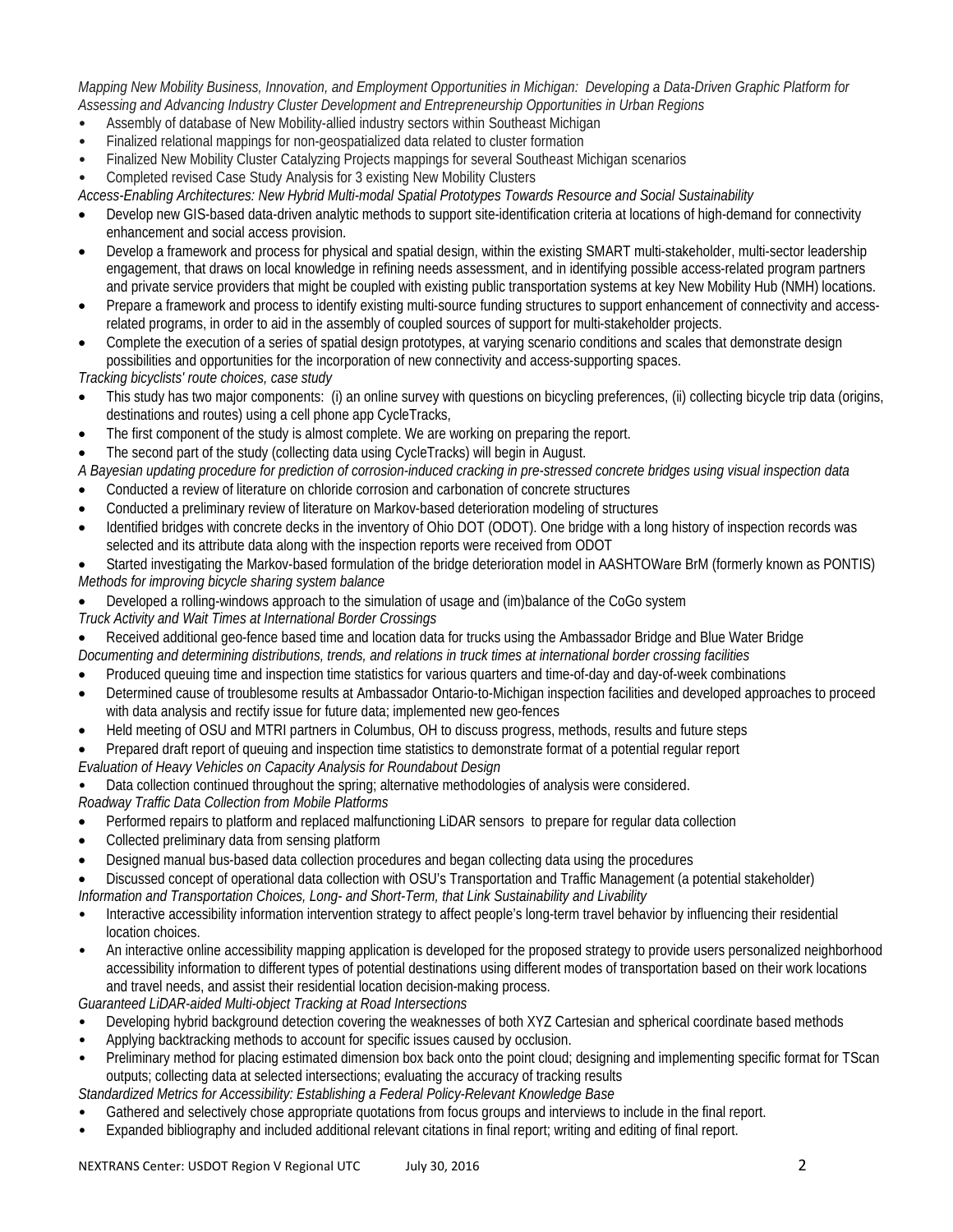*Mapping New Mobility Business, Innovation, and Employment Opportunities in Michigan: Developing a Data-Driven Graphic Platform for Assessing and Advancing Industry Cluster Development and Entrepreneurship Opportunities in Urban Regions*

- Assembly of database of New Mobility-allied industry sectors within Southeast Michigan
- Finalized relational mappings for non-geospatialized data related to cluster formation
- Finalized New Mobility Cluster Catalyzing Projects mappings for several Southeast Michigan scenarios
- Completed revised Case Study Analysis for 3 existing New Mobility Clusters

*Access-Enabling Architectures: New Hybrid Multi-modal Spatial Prototypes Towards Resource and Social Sustainability*

- Develop new GIS-based data-driven analytic methods to support site-identification criteria at locations of high-demand for connectivity enhancement and social access provision.
- Develop a framework and process for physical and spatial design, within the existing SMART multi-stakeholder, multi-sector leadership engagement, that draws on local knowledge in refining needs assessment, and in identifying possible access-related program partners and private service providers that might be coupled with existing public transportation systems at key New Mobility Hub (NMH) locations.
- Prepare a framework and process to identify existing multi-source funding structures to support enhancement of connectivity and access-related programs, in order to aid in the assembly of coupled sources of support for multi-stakeholder projects.
- Complete the execution of a series of spatial design prototypes, at varying scenario conditions and scales that demonstrate design possibilities and opportunities for the incorporation of new connectivity and access-supporting spaces.

*Tracking bicyclists' route choices, case study*

- This study has two major components: (i) an online survey with questions on bicycling preferences, (ii) collecting bicycle trip data (origins, destinations and routes) using a cell phone app CycleTracks,
- The first component of the study is almost complete. We are working on preparing the report.
- The second part of the study (collecting data using CycleTracks) will begin in August.

*A Bayesian updating procedure for prediction of corrosion-induced cracking in pre-stressed concrete bridges using visual inspection data*

- Conducted a review of literature on chloride corrosion and carbonation of concrete structures
- Conducted a preliminary review of literature on Markov-based deterioration modeling of structures
- Identified bridges with concrete decks in the inventory of Ohio DOT (ODOT). One bridge with a long history of inspection records was selected and its attribute data along with the inspection reports were received from ODOT
- Started investigating the Markov-based formulation of the bridge deterioration model in AASHTOWare BrM (formerly known as PONTIS)

*Methods for improving bicycle sharing system balance*

- Developed a rolling-windows approach to the simulation of usage and (im)balance of the CoGo system

*Truck Activity and Wait Times at International Border Crossings*

- Received additional geo-fence based time and location data for trucks using the Ambassador Bridge and Blue Water Bridge

*Documenting and determining distributions, trends, and relations in truck times at international border crossing facilities*

- Produced queuing time and inspection time statistics for various quarters and time-of-day and day-of-week combinations
- Determined cause of troublesome results at Ambassador Ontario-to-Michigan inspection facilities and developed approaches to proceed with data analysis and rectify issue for future data; implemented new geo-fences
- Held meeting of OSU and MTRI partners in Columbus, OH to discuss progress, methods, results and future steps
- Prepared draft report of queuing and inspection time statistics to demonstrate format of a potential regular report

*Evaluation of Heavy Vehicles on Capacity Analysis for Roundabout Design*

- Data collection continued throughout the spring; alternative methodologies of analysis were considered.

*Roadway Traffic Data Collection from Mobile Platforms*

- Performed repairs to platform and replaced malfunctioning LiDAR sensors to prepare for regular data collection
- Collected preliminary data from sensing platform
- Designed manual bus-based data collection procedures and began collecting data using the procedures
- Discussed concept of operational data collection with OSU's Transportation and Traffic Management (a potential stakeholder)

*Information and Transportation Choices, Long- and Short-Term, that Link Sustainability and Livability*

- Interactive accessibility information intervention strategy to affect people's long-term travel behavior by influencing their residential location choices.
- An interactive online accessibility mapping application is developed for the proposed strategy to provide users personalized neighborhood accessibility information to different types of potential destinations using different modes of transportation based on their work locations and travel needs, and assist their residential location decision-making process.

*Guaranteed LiDAR-aided Multi-object Tracking at Road Intersections*

- Developing hybrid background detection covering the weaknesses of both XYZ Cartesian and spherical coordinate based methods
- Applying backtracking methods to account for specific issues caused by occlusion.
- Preliminary method for placing estimated dimension box back onto the point cloud; designing and implementing specific format for TScan outputs; collecting data at selected intersections; evaluating the accuracy of tracking results

*Standardized Metrics for Accessibility: Establishing a Federal Policy-Relevant Knowledge Base*

- Gathered and selectively chose appropriate quotations from focus groups and interviews to include in the final report.
- Expanded bibliography and included additional relevant citations in final report; writing and editing of final report.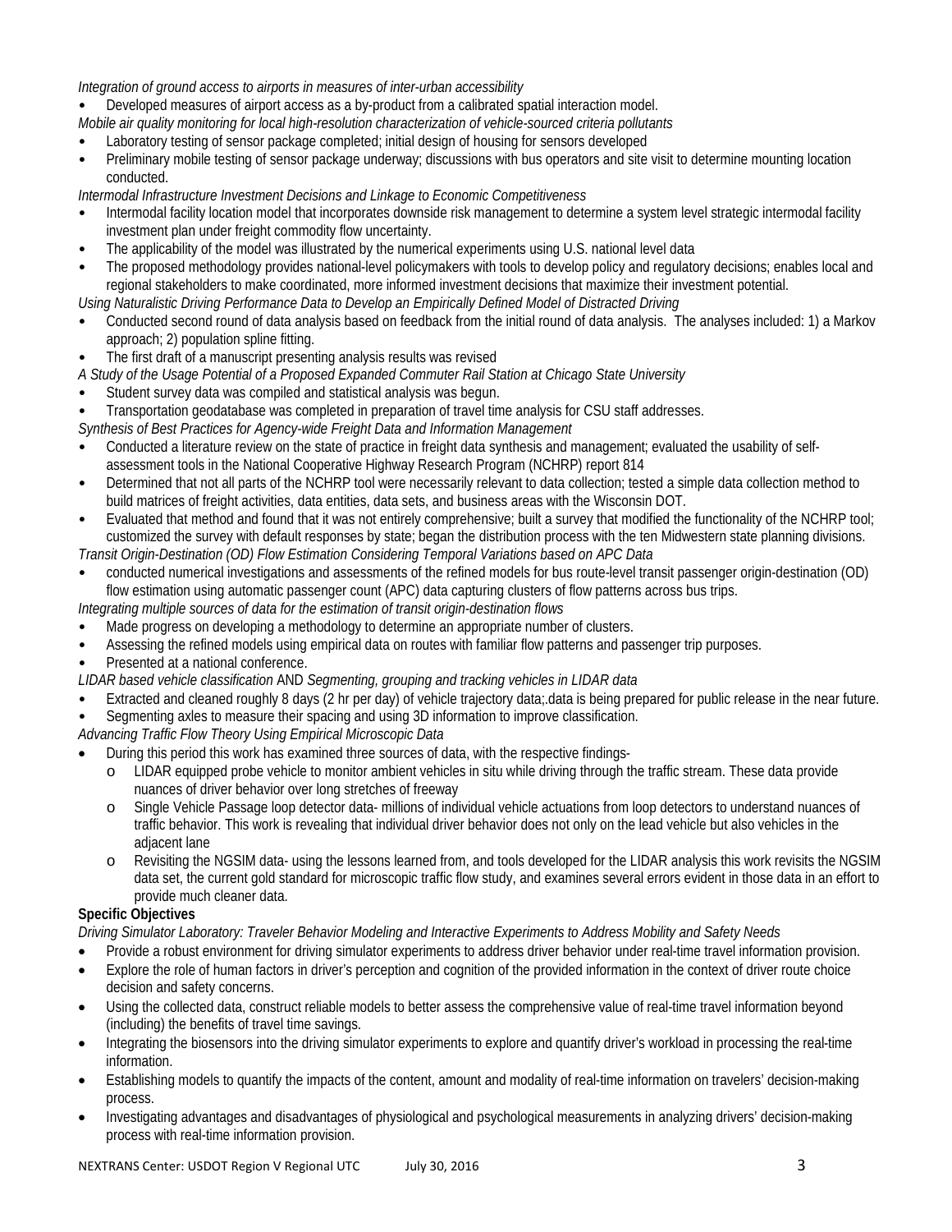*Integration of ground access to airports in measures of inter-urban accessibility*

- Developed measures of airport access as a by-product from a calibrated spatial interaction model.

*Mobile air quality monitoring for local high-resolution characterization of vehicle-sourced criteria pollutants*

- Laboratory testing of sensor package completed; initial design of housing for sensors developed
- Preliminary mobile testing of sensor package underway; discussions with bus operators and site visit to determine mounting location conducted.

*Intermodal Infrastructure Investment Decisions and Linkage to Economic Competitiveness*

- Intermodal facility location model that incorporates downside risk management to determine a system level strategic intermodal facility investment plan under freight commodity flow uncertainty.
- The applicability of the model was illustrated by the numerical experiments using U.S. national level data
- The proposed methodology provides national-level policymakers with tools to develop policy and regulatory decisions; enables local and regional stakeholders to make coordinated, more informed investment decisions that maximize their investment potential.

*Using Naturalistic Driving Performance Data to Develop an Empirically Defined Model of Distracted Driving*

- Conducted second round of data analysis based on feedback from the initial round of data analysis. The analyses included: 1) a Markov approach; 2) population spline fitting.
- The first draft of a manuscript presenting analysis results was revised

*A Study of the Usage Potential of a Proposed Expanded Commuter Rail Station at Chicago State University*

- Student survey data was compiled and statistical analysis was begun.
- Transportation geodatabase was completed in preparation of travel time analysis for CSU staff addresses.

*Synthesis of Best Practices for Agency-wide Freight Data and Information Management*

- Conducted a literature review on the state of practice in freight data synthesis and management; evaluated the usability of self-assessment tools in the National Cooperative Highway Research Program (NCHRP) report 814
- Determined that not all parts of the NCHRP tool were necessarily relevant to data collection; tested a simple data collection method to build matrices of freight activities, data entities, data sets, and business areas with the Wisconsin DOT.
- Evaluated that method and found that it was not entirely comprehensive; built a survey that modified the functionality of the NCHRP tool; customized the survey with default responses by state; began the distribution process with the ten Midwestern state planning divisions.

*Transit Origin-Destination (OD) Flow Estimation Considering Temporal Variations based on APC Data*

- conducted numerical investigations and assessments of the refined models for bus route-level transit passenger origin-destination (OD) flow estimation using automatic passenger count (APC) data capturing clusters of flow patterns across bus trips.

*Integrating multiple sources of data for the estimation of transit origin-destination flows*

- Made progress on developing a methodology to determine an appropriate number of clusters.
- Assessing the refined models using empirical data on routes with familiar flow patterns and passenger trip purposes.
- Presented at a national conference.

*LIDAR based vehicle classification* AND *Segmenting, grouping and tracking vehicles in LIDAR data*

- Extracted and cleaned roughly 8 days (2 hr per day) of vehicle trajectory data;.data is being prepared for public release in the near future.
- Segmenting axles to measure their spacing and using 3D information to improve classification.

*Advancing Traffic Flow Theory Using Empirical Microscopic Data*

- During this period this work has examined three sources of data, with the respective findings-
    - LIDAR equipped probe vehicle to monitor ambient vehicles in situ while driving through the traffic stream. These data provide nuances of driver behavior over long stretches of freeway
    - Single Vehicle Passage loop detector data- millions of individual vehicle actuations from loop detectors to understand nuances of traffic behavior. This work is revealing that individual driver behavior does not only on the lead vehicle but also vehicles in the adjacent lane
    - Revisiting the NGSIM data- using the lessons learned from, and tools developed for the LIDAR analysis this work revisits the NGSIM data set, the current gold standard for microscopic traffic flow study, and examines several errors evident in those data in an effort to provide much cleaner data.

**Specific Objectives**

*Driving Simulator Laboratory: Traveler Behavior Modeling and Interactive Experiments to Address Mobility and Safety Needs*

- Provide a robust environment for driving simulator experiments to address driver behavior under real-time travel information provision.
- Explore the role of human factors in driver's perception and cognition of the provided information in the context of driver route choice decision and safety concerns.
- Using the collected data, construct reliable models to better assess the comprehensive value of real-time travel information beyond (including) the benefits of travel time savings.
- Integrating the biosensors into the driving simulator experiments to explore and quantify driver's workload in processing the real-time information.
- Establishing models to quantify the impacts of the content, amount and modality of real-time information on travelers' decision-making process.
- Investigating advantages and disadvantages of physiological and psychological measurements in analyzing drivers' decision-making process with real-time information provision.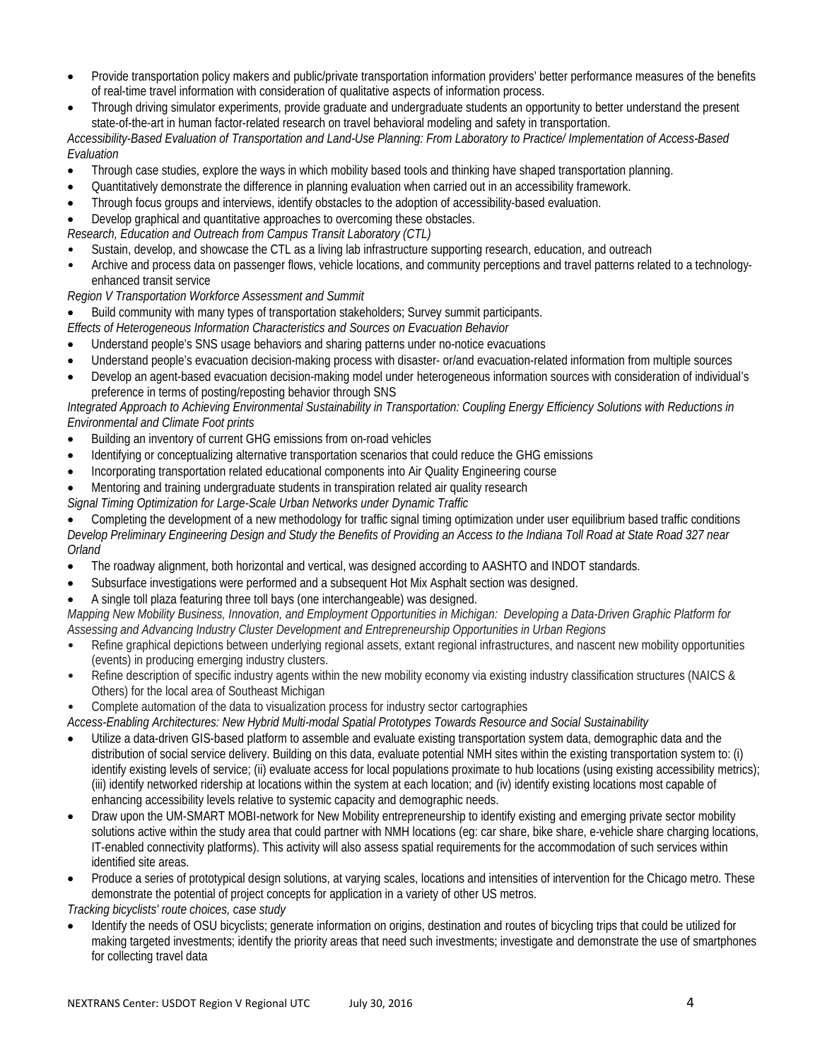- Provide transportation policy makers and public/private transportation information providers' better performance measures of the benefits of real-time travel information with consideration of qualitative aspects of information process.
- Through driving simulator experiments, provide graduate and undergraduate students an opportunity to better understand the present state-of-the-art in human factor-related research on travel behavioral modeling and safety in transportation.

*Accessibility-Based Evaluation of Transportation and Land-Use Planning: From Laboratory to Practice/ Implementation of Access-Based Evaluation*

- Through case studies, explore the ways in which mobility based tools and thinking have shaped transportation planning.
- Quantitatively demonstrate the difference in planning evaluation when carried out in an accessibility framework.
- Through focus groups and interviews, identify obstacles to the adoption of accessibility-based evaluation.
- Develop graphical and quantitative approaches to overcoming these obstacles.

*Research, Education and Outreach from Campus Transit Laboratory (CTL)*

- Sustain, develop, and showcase the CTL as a living lab infrastructure supporting research, education, and outreach
- Archive and process data on passenger flows, vehicle locations, and community perceptions and travel patterns related to a technology-enhanced transit service

*Region V Transportation Workforce Assessment and Summit*

- Build community with many types of transportation stakeholders; Survey summit participants.

*Effects of Heterogeneous Information Characteristics and Sources on Evacuation Behavior*

- Understand people's SNS usage behaviors and sharing patterns under no-notice evacuations
- Understand people's evacuation decision-making process with disaster- or/and evacuation-related information from multiple sources
- Develop an agent-based evacuation decision-making model under heterogeneous information sources with consideration of individual's preference in terms of posting/reposting behavior through SNS

*Integrated Approach to Achieving Environmental Sustainability in Transportation: Coupling Energy Efficiency Solutions with Reductions in Environmental and Climate Foot prints*

- Building an inventory of current GHG emissions from on-road vehicles
- Identifying or conceptualizing alternative transportation scenarios that could reduce the GHG emissions
- Incorporating transportation related educational components into Air Quality Engineering course
- Mentoring and training undergraduate students in transpiration related air quality research

*Signal Timing Optimization for Large-Scale Urban Networks under Dynamic Traffic*

- Completing the development of a new methodology for traffic signal timing optimization under user equilibrium based traffic conditions

*Develop Preliminary Engineering Design and Study the Benefits of Providing an Access to the Indiana Toll Road at State Road 327 near Orland*

- The roadway alignment, both horizontal and vertical, was designed according to AASHTO and INDOT standards.
- Subsurface investigations were performed and a subsequent Hot Mix Asphalt section was designed.
- A single toll plaza featuring three toll bays (one interchangeable) was designed.

*Mapping New Mobility Business, Innovation, and Employment Opportunities in Michigan: Developing a Data-Driven Graphic Platform for Assessing and Advancing Industry Cluster Development and Entrepreneurship Opportunities in Urban Regions*

- Refine graphical depictions between underlying regional assets, extant regional infrastructures, and nascent new mobility opportunities (events) in producing emerging industry clusters.
- Refine description of specific industry agents within the new mobility economy via existing industry classification structures (NAICS & Others) for the local area of Southeast Michigan
- Complete automation of the data to visualization process for industry sector cartographies

*Access-Enabling Architectures: New Hybrid Multi-modal Spatial Prototypes Towards Resource and Social Sustainability*

- Utilize a data-driven GIS-based platform to assemble and evaluate existing transportation system data, demographic data and the distribution of social service delivery. Building on this data, evaluate potential NMH sites within the existing transportation system to: (i) identify existing levels of service; (ii) evaluate access for local populations proximate to hub locations (using existing accessibility metrics); (iii) identify networked ridership at locations within the system at each location; and (iv) identify existing locations most capable of enhancing accessibility levels relative to systemic capacity and demographic needs.
- Draw upon the UM-SMART MOBI-network for New Mobility entrepreneurship to identify existing and emerging private sector mobility solutions active within the study area that could partner with NMH locations (eg: car share, bike share, e-vehicle share charging locations, IT-enabled connectivity platforms). This activity will also assess spatial requirements for the accommodation of such services within identified site areas.
- Produce a series of prototypical design solutions, at varying scales, locations and intensities of intervention for the Chicago metro. These demonstrate the potential of project concepts for application in a variety of other US metros.

*Tracking bicyclists' route choices, case study*

- Identify the needs of OSU bicyclists; generate information on origins, destination and routes of bicycling trips that could be utilized for making targeted investments; identify the priority areas that need such investments; investigate and demonstrate the use of smartphones for collecting travel data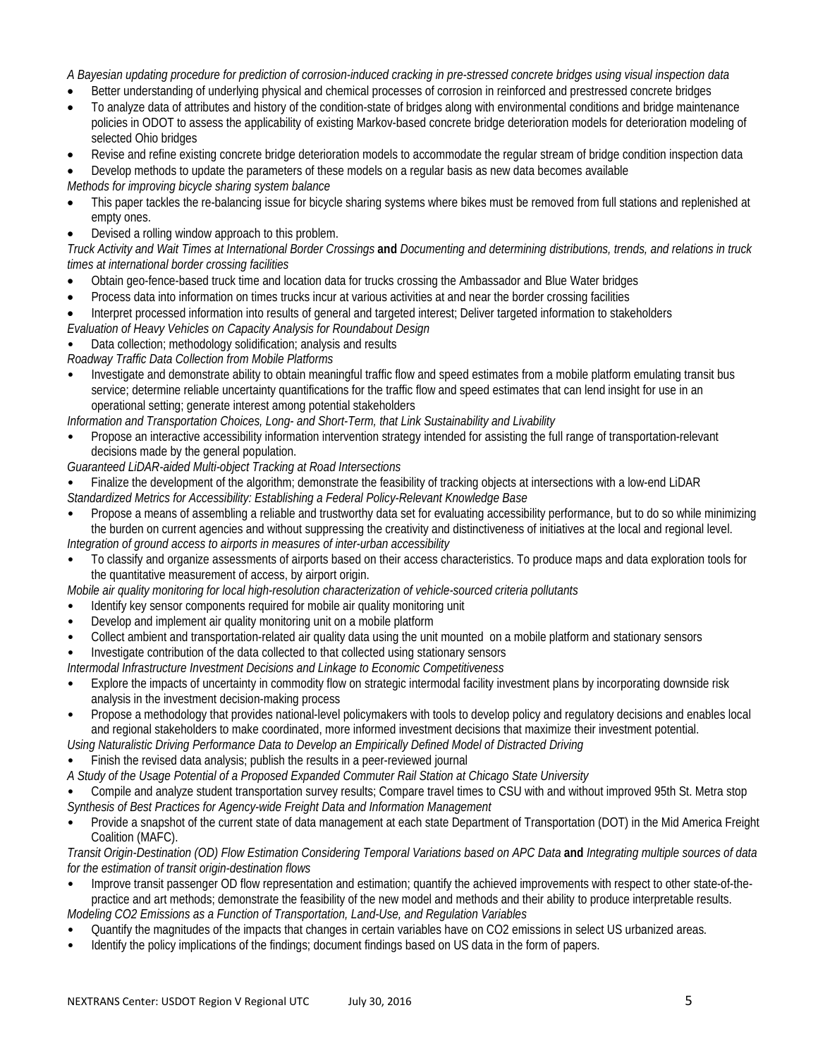*A Bayesian updating procedure for prediction of corrosion-induced cracking in pre-stressed concrete bridges using visual inspection data*

- Better understanding of underlying physical and chemical processes of corrosion in reinforced and prestressed concrete bridges
- To analyze data of attributes and history of the condition-state of bridges along with environmental conditions and bridge maintenance policies in ODOT to assess the applicability of existing Markov-based concrete bridge deterioration models for deterioration modeling of selected Ohio bridges
- Revise and refine existing concrete bridge deterioration models to accommodate the regular stream of bridge condition inspection data
- Develop methods to update the parameters of these models on a regular basis as new data becomes available

*Methods for improving bicycle sharing system balance*

- This paper tackles the re-balancing issue for bicycle sharing systems where bikes must be removed from full stations and replenished at empty ones.
- Devised a rolling window approach to this problem.

*Truck Activity and Wait Times at International Border Crossings* **and** *Documenting and determining distributions, trends, and relations in truck times at international border crossing facilities*

- Obtain geo-fence-based truck time and location data for trucks crossing the Ambassador and Blue Water bridges
- Process data into information on times trucks incur at various activities at and near the border crossing facilities
- Interpret processed information into results of general and targeted interest; Deliver targeted information to stakeholders

*Evaluation of Heavy Vehicles on Capacity Analysis for Roundabout Design*

- Data collection; methodology solidification; analysis and results

*Roadway Traffic Data Collection from Mobile Platforms*

- Investigate and demonstrate ability to obtain meaningful traffic flow and speed estimates from a mobile platform emulating transit bus service; determine reliable uncertainty quantifications for the traffic flow and speed estimates that can lend insight for use in an operational setting; generate interest among potential stakeholders

*Information and Transportation Choices, Long- and Short-Term, that Link Sustainability and Livability*

- Propose an interactive accessibility information intervention strategy intended for assisting the full range of transportation-relevant decisions made by the general population.

*Guaranteed LiDAR-aided Multi-object Tracking at Road Intersections*

- Finalize the development of the algorithm; demonstrate the feasibility of tracking objects at intersections with a low-end LiDAR

*Standardized Metrics for Accessibility: Establishing a Federal Policy-Relevant Knowledge Base*

- Propose a means of assembling a reliable and trustworthy data set for evaluating accessibility performance, but to do so while minimizing the burden on current agencies and without suppressing the creativity and distinctiveness of initiatives at the local and regional level.

*Integration of ground access to airports in measures of inter-urban accessibility*

- To classify and organize assessments of airports based on their access characteristics. To produce maps and data exploration tools for the quantitative measurement of access, by airport origin.

*Mobile air quality monitoring for local high-resolution characterization of vehicle-sourced criteria pollutants*

- Identify key sensor components required for mobile air quality monitoring unit
- Develop and implement air quality monitoring unit on a mobile platform
- Collect ambient and transportation-related air quality data using the unit mounted on a mobile platform and stationary sensors
- Investigate contribution of the data collected to that collected using stationary sensors

*Intermodal Infrastructure Investment Decisions and Linkage to Economic Competitiveness*

- Explore the impacts of uncertainty in commodity flow on strategic intermodal facility investment plans by incorporating downside risk analysis in the investment decision-making process
- Propose a methodology that provides national-level policymakers with tools to develop policy and regulatory decisions and enables local and regional stakeholders to make coordinated, more informed investment decisions that maximize their investment potential.

*Using Naturalistic Driving Performance Data to Develop an Empirically Defined Model of Distracted Driving*

- Finish the revised data analysis; publish the results in a peer-reviewed journal

*A Study of the Usage Potential of a Proposed Expanded Commuter Rail Station at Chicago State University*

- Compile and analyze student transportation survey results; Compare travel times to CSU with and without improved 95th St. Metra stop

*Synthesis of Best Practices for Agency-wide Freight Data and Information Management*

- Provide a snapshot of the current state of data management at each state Department of Transportation (DOT) in the Mid America Freight Coalition (MAFC).

*Transit Origin-Destination (OD) Flow Estimation Considering Temporal Variations based on APC Data* **and** *Integrating multiple sources of data for the estimation of transit origin-destination flows*

- Improve transit passenger OD flow representation and estimation; quantify the achieved improvements with respect to other state-of-the-practice and art methods; demonstrate the feasibility of the new model and methods and their ability to produce interpretable results.

*Modeling CO2 Emissions as a Function of Transportation, Land-Use, and Regulation Variables*

- Quantify the magnitudes of the impacts that changes in certain variables have on CO2 emissions in select US urbanized areas.
- Identify the policy implications of the findings; document findings based on US data in the form of papers.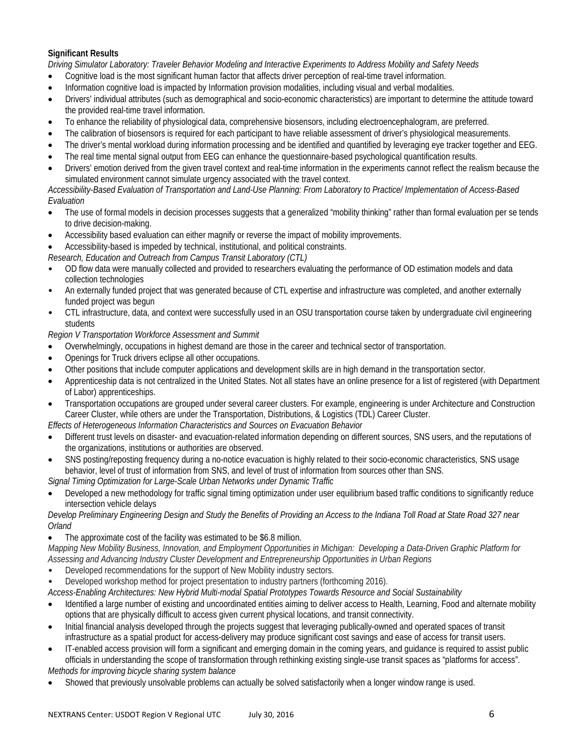**Significant Results**

*Driving Simulator Laboratory: Traveler Behavior Modeling and Interactive Experiments to Address Mobility and Safety Needs*

- Cognitive load is the most significant human factor that affects driver perception of real-time travel information.
- Information cognitive load is impacted by Information provision modalities, including visual and verbal modalities.
- Drivers' individual attributes (such as demographical and socio-economic characteristics) are important to determine the attitude toward the provided real-time travel information.
- To enhance the reliability of physiological data, comprehensive biosensors, including electroencephalogram, are preferred.
- The calibration of biosensors is required for each participant to have reliable assessment of driver's physiological measurements.
- The driver's mental workload during information processing and be identified and quantified by leveraging eye tracker together and EEG.
- The real time mental signal output from EEG can enhance the questionnaire-based psychological quantification results.
- Drivers' emotion derived from the given travel context and real-time information in the experiments cannot reflect the realism because the simulated environment cannot simulate urgency associated with the travel context.

*Accessibility-Based Evaluation of Transportation and Land-Use Planning: From Laboratory to Practice/ Implementation of Access-Based Evaluation*

- The use of formal models in decision processes suggests that a generalized "mobility thinking" rather than formal evaluation per se tends to drive decision-making.
- Accessibility based evaluation can either magnify or reverse the impact of mobility improvements.
- Accessibility-based is impeded by technical, institutional, and political constraints.

*Research, Education and Outreach from Campus Transit Laboratory (CTL)*

- OD flow data were manually collected and provided to researchers evaluating the performance of OD estimation models and data collection technologies
- An externally funded project that was generated because of CTL expertise and infrastructure was completed, and another externally funded project was begun
- CTL infrastructure, data, and context were successfully used in an OSU transportation course taken by undergraduate civil engineering students

*Region V Transportation Workforce Assessment and Summit*

- Overwhelmingly, occupations in highest demand are those in the career and technical sector of transportation.
- Openings for Truck drivers eclipse all other occupations.
- Other positions that include computer applications and development skills are in high demand in the transportation sector.
- Apprenticeship data is not centralized in the United States. Not all states have an online presence for a list of registered (with Department of Labor) apprenticeships.
- Transportation occupations are grouped under several career clusters. For example, engineering is under Architecture and Construction Career Cluster, while others are under the Transportation, Distributions, & Logistics (TDL) Career Cluster.

*Effects of Heterogeneous Information Characteristics and Sources on Evacuation Behavior*

- Different trust levels on disaster- and evacuation-related information depending on different sources, SNS users, and the reputations of the organizations, institutions or authorities are observed.
- SNS posting/reposting frequency during a no-notice evacuation is highly related to their socio-economic characteristics, SNS usage behavior, level of trust of information from SNS, and level of trust of information from sources other than SNS.

*Signal Timing Optimization for Large-Scale Urban Networks under Dynamic Traffic*

- Developed a new methodology for traffic signal timing optimization under user equilibrium based traffic conditions to significantly reduce intersection vehicle delays

*Develop Preliminary Engineering Design and Study the Benefits of Providing an Access to the Indiana Toll Road at State Road 327 near Orland*

- The approximate cost of the facility was estimated to be $6.8 million.

*Mapping New Mobility Business, Innovation, and Employment Opportunities in Michigan: Developing a Data-Driven Graphic Platform for Assessing and Advancing Industry Cluster Development and Entrepreneurship Opportunities in Urban Regions*

- Developed recommendations for the support of New Mobility industry sectors.
- Developed workshop method for project presentation to industry partners (forthcoming 2016).

*Access-Enabling Architectures: New Hybrid Multi-modal Spatial Prototypes Towards Resource and Social Sustainability*

- Identified a large number of existing and uncoordinated entities aiming to deliver access to Health, Learning, Food and alternate mobility options that are physically difficult to access given current physical locations, and transit connectivity.
- Initial financial analysis developed through the projects suggest that leveraging publically-owned and operated spaces of transit infrastructure as a spatial product for access-delivery may produce significant cost savings and ease of access for transit users.
- IT-enabled access provision will form a significant and emerging domain in the coming years, and guidance is required to assist public officials in understanding the scope of transformation through rethinking existing single-use transit spaces as "platforms for access".

*Methods for improving bicycle sharing system balance*

- Showed that previously unsolvable problems can actually be solved satisfactorily when a longer window range is used.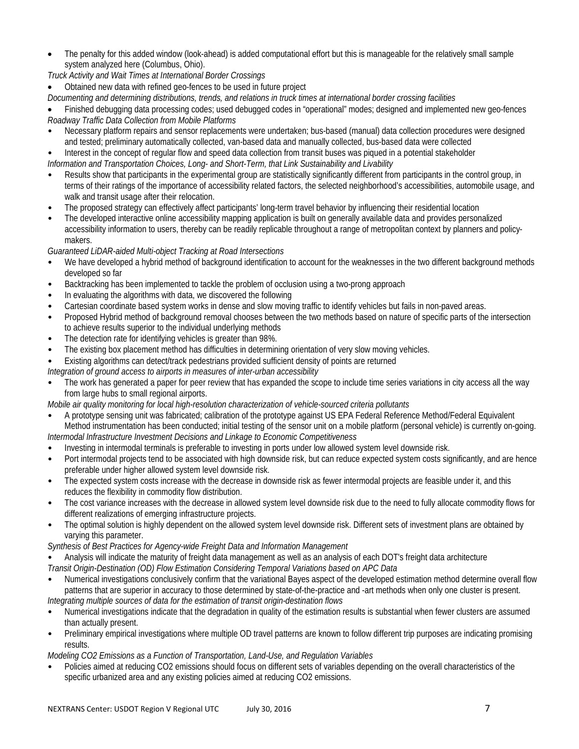- The penalty for this added window (look-ahead) is added computational effort but this is manageable for the relatively small sample system analyzed here (Columbus, Ohio).

*Truck Activity and Wait Times at International Border Crossings*

- Obtained new data with refined geo-fences to be used in future project

*Documenting and determining distributions, trends, and relations in truck times at international border crossing facilities*

- Finished debugging data processing codes; used debugged codes in "operational" modes; designed and implemented new geo-fences

*Roadway Traffic Data Collection from Mobile Platforms*

- Necessary platform repairs and sensor replacements were undertaken; bus-based (manual) data collection procedures were designed and tested; preliminary automatically collected, van-based data and manually collected, bus-based data were collected
- Interest in the concept of regular flow and speed data collection from transit buses was piqued in a potential stakeholder

*Information and Transportation Choices, Long- and Short-Term, that Link Sustainability and Livability*

- Results show that participants in the experimental group are statistically significantly different from participants in the control group, in terms of their ratings of the importance of accessibility related factors, the selected neighborhood's accessibilities, automobile usage, and walk and transit usage after their relocation.
- The proposed strategy can effectively affect participants' long-term travel behavior by influencing their residential location
- The developed interactive online accessibility mapping application is built on generally available data and provides personalized accessibility information to users, thereby can be readily replicable throughout a range of metropolitan context by planners and policy-makers.

*Guaranteed LiDAR-aided Multi-object Tracking at Road Intersections*

- We have developed a hybrid method of background identification to account for the weaknesses in the two different background methods developed so far
- Backtracking has been implemented to tackle the problem of occlusion using a two-prong approach
- In evaluating the algorithms with data, we discovered the following
- Cartesian coordinate based system works in dense and slow moving traffic to identify vehicles but fails in non-paved areas.
- Proposed Hybrid method of background removal chooses between the two methods based on nature of specific parts of the intersection to achieve results superior to the individual underlying methods
- The detection rate for identifying vehicles is greater than 98%.
- The existing box placement method has difficulties in determining orientation of very slow moving vehicles.
- Existing algorithms can detect/track pedestrians provided sufficient density of points are returned

*Integration of ground access to airports in measures of inter-urban accessibility*

- The work has generated a paper for peer review that has expanded the scope to include time series variations in city access all the way from large hubs to small regional airports.

*Mobile air quality monitoring for local high-resolution characterization of vehicle-sourced criteria pollutants*

- A prototype sensing unit was fabricated; calibration of the prototype against US EPA Federal Reference Method/Federal Equivalent Method instrumentation has been conducted; initial testing of the sensor unit on a mobile platform (personal vehicle) is currently on-going.

*Intermodal Infrastructure Investment Decisions and Linkage to Economic Competitiveness*

- Investing in intermodal terminals is preferable to investing in ports under low allowed system level downside risk.
- Port intermodal projects tend to be associated with high downside risk, but can reduce expected system costs significantly, and are hence preferable under higher allowed system level downside risk.
- The expected system costs increase with the decrease in downside risk as fewer intermodal projects are feasible under it, and this reduces the flexibility in commodity flow distribution.
- The cost variance increases with the decrease in allowed system level downside risk due to the need to fully allocate commodity flows for different realizations of emerging infrastructure projects.
- The optimal solution is highly dependent on the allowed system level downside risk. Different sets of investment plans are obtained by varying this parameter.

*Synthesis of Best Practices for Agency-wide Freight Data and Information Management*

- Analysis will indicate the maturity of freight data management as well as an analysis of each DOT's freight data architecture

*Transit Origin-Destination (OD) Flow Estimation Considering Temporal Variations based on APC Data*

- Numerical investigations conclusively confirm that the variational Bayes aspect of the developed estimation method determine overall flow patterns that are superior in accuracy to those determined by state-of-the-practice and -art methods when only one cluster is present.

*Integrating multiple sources of data for the estimation of transit origin-destination flows*

- Numerical investigations indicate that the degradation in quality of the estimation results is substantial when fewer clusters are assumed than actually present.
- Preliminary empirical investigations where multiple OD travel patterns are known to follow different trip purposes are indicating promising results.

*Modeling CO2 Emissions as a Function of Transportation, Land-Use, and Regulation Variables*

- Policies aimed at reducing CO2 emissions should focus on different sets of variables depending on the overall characteristics of the specific urbanized area and any existing policies aimed at reducing CO2 emissions.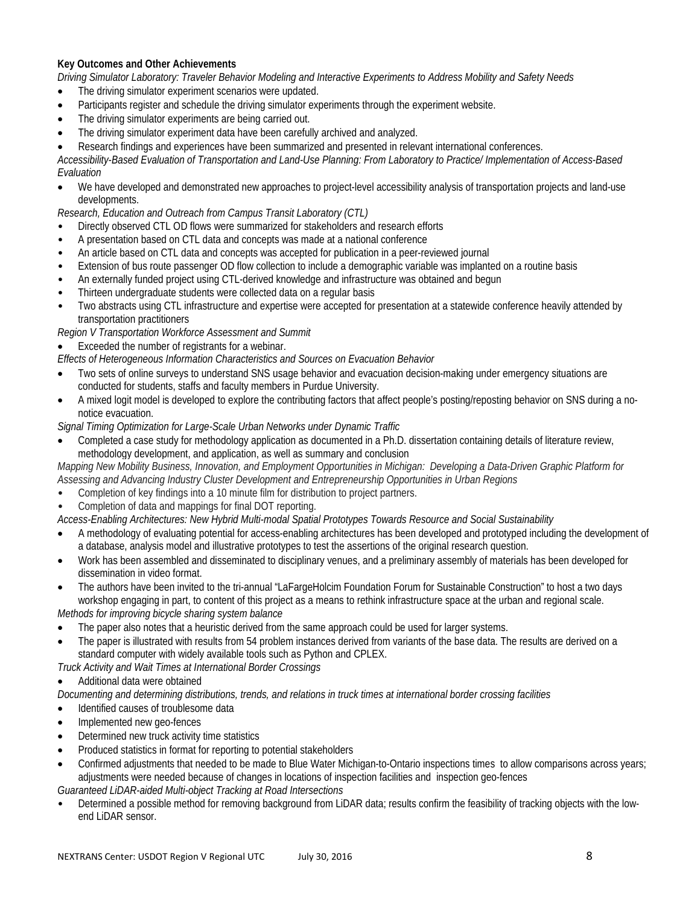**Key Outcomes and Other Achievements**

*Driving Simulator Laboratory: Traveler Behavior Modeling and Interactive Experiments to Address Mobility and Safety Needs*

- The driving simulator experiment scenarios were updated.
- Participants register and schedule the driving simulator experiments through the experiment website.
- The driving simulator experiments are being carried out.
- The driving simulator experiment data have been carefully archived and analyzed.
- Research findings and experiences have been summarized and presented in relevant international conferences.

*Accessibility-Based Evaluation of Transportation and Land-Use Planning: From Laboratory to Practice/ Implementation of Access-Based Evaluation*

- We have developed and demonstrated new approaches to project-level accessibility analysis of transportation projects and land-use developments.

*Research, Education and Outreach from Campus Transit Laboratory (CTL)*

- Directly observed CTL OD flows were summarized for stakeholders and research efforts
- A presentation based on CTL data and concepts was made at a national conference
- An article based on CTL data and concepts was accepted for publication in a peer-reviewed journal
- Extension of bus route passenger OD flow collection to include a demographic variable was implanted on a routine basis
- An externally funded project using CTL-derived knowledge and infrastructure was obtained and begun
- Thirteen undergraduate students were collected data on a regular basis
- Two abstracts using CTL infrastructure and expertise were accepted for presentation at a statewide conference heavily attended by transportation practitioners

*Region V Transportation Workforce Assessment and Summit*

- Exceeded the number of registrants for a webinar.

*Effects of Heterogeneous Information Characteristics and Sources on Evacuation Behavior*

- Two sets of online surveys to understand SNS usage behavior and evacuation decision-making under emergency situations are conducted for students, staffs and faculty members in Purdue University.
- A mixed logit model is developed to explore the contributing factors that affect people's posting/reposting behavior on SNS during a no-notice evacuation.

*Signal Timing Optimization for Large-Scale Urban Networks under Dynamic Traffic*

- Completed a case study for methodology application as documented in a Ph.D. dissertation containing details of literature review, methodology development, and application, as well as summary and conclusion

*Mapping New Mobility Business, Innovation, and Employment Opportunities in Michigan: Developing a Data-Driven Graphic Platform for Assessing and Advancing Industry Cluster Development and Entrepreneurship Opportunities in Urban Regions*

- Completion of key findings into a 10 minute film for distribution to project partners.
- Completion of data and mappings for final DOT reporting.

*Access-Enabling Architectures: New Hybrid Multi-modal Spatial Prototypes Towards Resource and Social Sustainability*

- A methodology of evaluating potential for access-enabling architectures has been developed and prototyped including the development of a database, analysis model and illustrative prototypes to test the assertions of the original research question.
- Work has been assembled and disseminated to disciplinary venues, and a preliminary assembly of materials has been developed for dissemination in video format.
- The authors have been invited to the tri-annual "LaFargeHolcim Foundation Forum for Sustainable Construction" to host a two days workshop engaging in part, to content of this project as a means to rethink infrastructure space at the urban and regional scale.

*Methods for improving bicycle sharing system balance*

- The paper also notes that a heuristic derived from the same approach could be used for larger systems.
- The paper is illustrated with results from 54 problem instances derived from variants of the base data. The results are derived on a standard computer with widely available tools such as Python and CPLEX.

*Truck Activity and Wait Times at International Border Crossings*

- Additional data were obtained

*Documenting and determining distributions, trends, and relations in truck times at international border crossing facilities*

- Identified causes of troublesome data
- Implemented new geo-fences
- Determined new truck activity time statistics
- Produced statistics in format for reporting to potential stakeholders
- Confirmed adjustments that needed to be made to Blue Water Michigan-to-Ontario inspections times to allow comparisons across years; adjustments were needed because of changes in locations of inspection facilities and inspection geo-fences

*Guaranteed LiDAR-aided Multi-object Tracking at Road Intersections*

- Determined a possible method for removing background from LiDAR data; results confirm the feasibility of tracking objects with the low-end LiDAR sensor.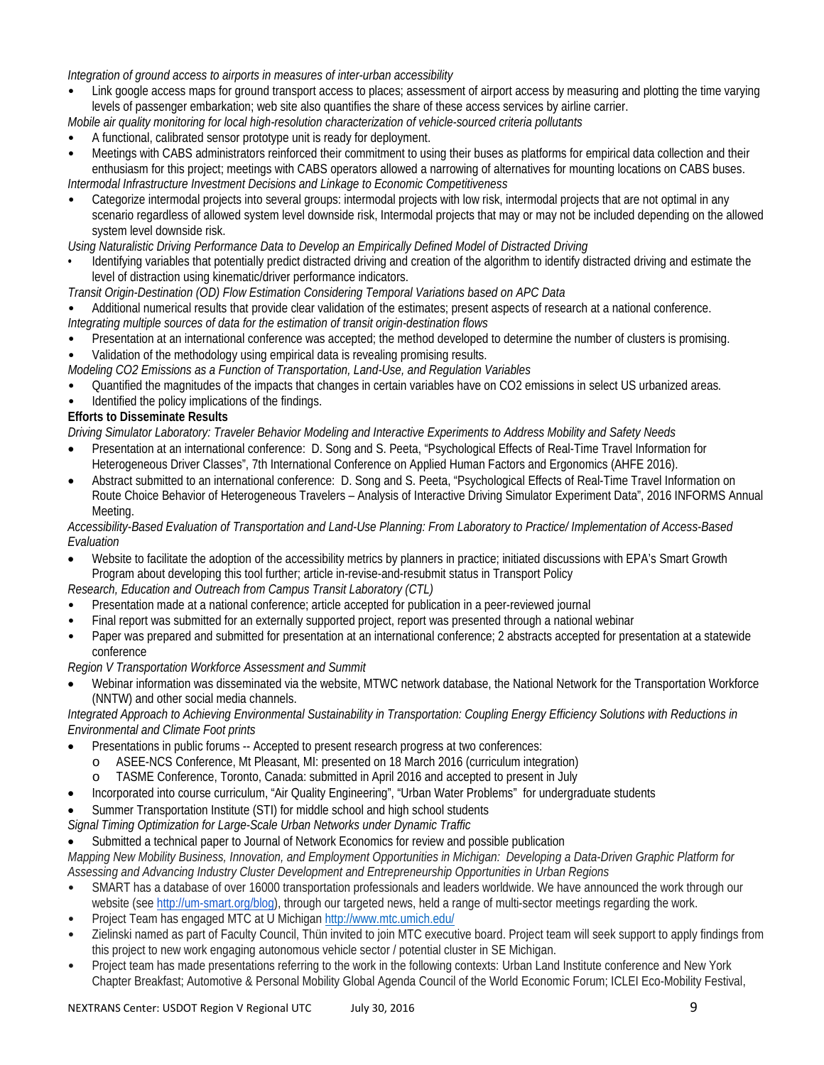*Integration of ground access to airports in measures of inter-urban accessibility*

- Link google access maps for ground transport access to places; assessment of airport access by measuring and plotting the time varying levels of passenger embarkation; web site also quantifies the share of these access services by airline carrier.

*Mobile air quality monitoring for local high-resolution characterization of vehicle-sourced criteria pollutants*

- A functional, calibrated sensor prototype unit is ready for deployment.
- Meetings with CABS administrators reinforced their commitment to using their buses as platforms for empirical data collection and their enthusiasm for this project; meetings with CABS operators allowed a narrowing of alternatives for mounting locations on CABS buses.

*Intermodal Infrastructure Investment Decisions and Linkage to Economic Competitiveness*

- Categorize intermodal projects into several groups: intermodal projects with low risk, intermodal projects that are not optimal in any scenario regardless of allowed system level downside risk, Intermodal projects that may or may not be included depending on the allowed system level downside risk.

*Using Naturalistic Driving Performance Data to Develop an Empirically Defined Model of Distracted Driving*

- Identifying variables that potentially predict distracted driving and creation of the algorithm to identify distracted driving and estimate the level of distraction using kinematic/driver performance indicators.

*Transit Origin-Destination (OD) Flow Estimation Considering Temporal Variations based on APC Data*

- Additional numerical results that provide clear validation of the estimates; present aspects of research at a national conference.

*Integrating multiple sources of data for the estimation of transit origin-destination flows*

- Presentation at an international conference was accepted; the method developed to determine the number of clusters is promising.
- Validation of the methodology using empirical data is revealing promising results.

*Modeling CO2 Emissions as a Function of Transportation, Land-Use, and Regulation Variables*

- Quantified the magnitudes of the impacts that changes in certain variables have on CO2 emissions in select US urbanized areas.
- Identified the policy implications of the findings.

**Efforts to Disseminate Results**

*Driving Simulator Laboratory: Traveler Behavior Modeling and Interactive Experiments to Address Mobility and Safety Needs*

- Presentation at an international conference: D. Song and S. Peeta, "Psychological Effects of Real-Time Travel Information for Heterogeneous Driver Classes", 7th International Conference on Applied Human Factors and Ergonomics (AHFE 2016).
- Abstract submitted to an international conference: D. Song and S. Peeta, "Psychological Effects of Real-Time Travel Information on Route Choice Behavior of Heterogeneous Travelers – Analysis of Interactive Driving Simulator Experiment Data", 2016 INFORMS Annual Meeting.

*Accessibility-Based Evaluation of Transportation and Land-Use Planning: From Laboratory to Practice/ Implementation of Access-Based Evaluation*

- Website to facilitate the adoption of the accessibility metrics by planners in practice; initiated discussions with EPA's Smart Growth Program about developing this tool further; article in-revise-and-resubmit status in Transport Policy

*Research, Education and Outreach from Campus Transit Laboratory (CTL)*

- Presentation made at a national conference; article accepted for publication in a peer-reviewed journal
- Final report was submitted for an externally supported project, report was presented through a national webinar
- Paper was prepared and submitted for presentation at an international conference; 2 abstracts accepted for presentation at a statewide conference

*Region V Transportation Workforce Assessment and Summit*

- Webinar information was disseminated via the website, MTWC network database, the National Network for the Transportation Workforce (NNTW) and other social media channels.

*Integrated Approach to Achieving Environmental Sustainability in Transportation: Coupling Energy Efficiency Solutions with Reductions in Environmental and Climate Foot prints*

- Presentations in public forums -- Accepted to present research progress at two conferences:
  - ASEE-NCS Conference, Mt Pleasant, MI: presented on 18 March 2016 (curriculum integration)
  - TASME Conference, Toronto, Canada: submitted in April 2016 and accepted to present in July
- Incorporated into course curriculum, "Air Quality Engineering", "Urban Water Problems" for undergraduate students
- Summer Transportation Institute (STI) for middle school and high school students

*Signal Timing Optimization for Large-Scale Urban Networks under Dynamic Traffic*

- Submitted a technical paper to Journal of Network Economics for review and possible publication

*Mapping New Mobility Business, Innovation, and Employment Opportunities in Michigan: Developing a Data-Driven Graphic Platform for Assessing and Advancing Industry Cluster Development and Entrepreneurship Opportunities in Urban Regions*

- SMART has a database of over 16000 transportation professionals and leaders worldwide. We have announced the work through our website (see http://um-smart.org/blog), through our targeted news, held a range of multi-sector meetings regarding the work.
- Project Team has engaged MTC at U Michigan http://www.mtc.umich.edu/
- Zielinski named as part of Faculty Council, Thün invited to join MTC executive board. Project team will seek support to apply findings from this project to new work engaging autonomous vehicle sector / potential cluster in SE Michigan.
- Project team has made presentations referring to the work in the following contexts: Urban Land Institute conference and New York Chapter Breakfast; Automotive & Personal Mobility Global Agenda Council of the World Economic Forum; ICLEI Eco-Mobility Festival,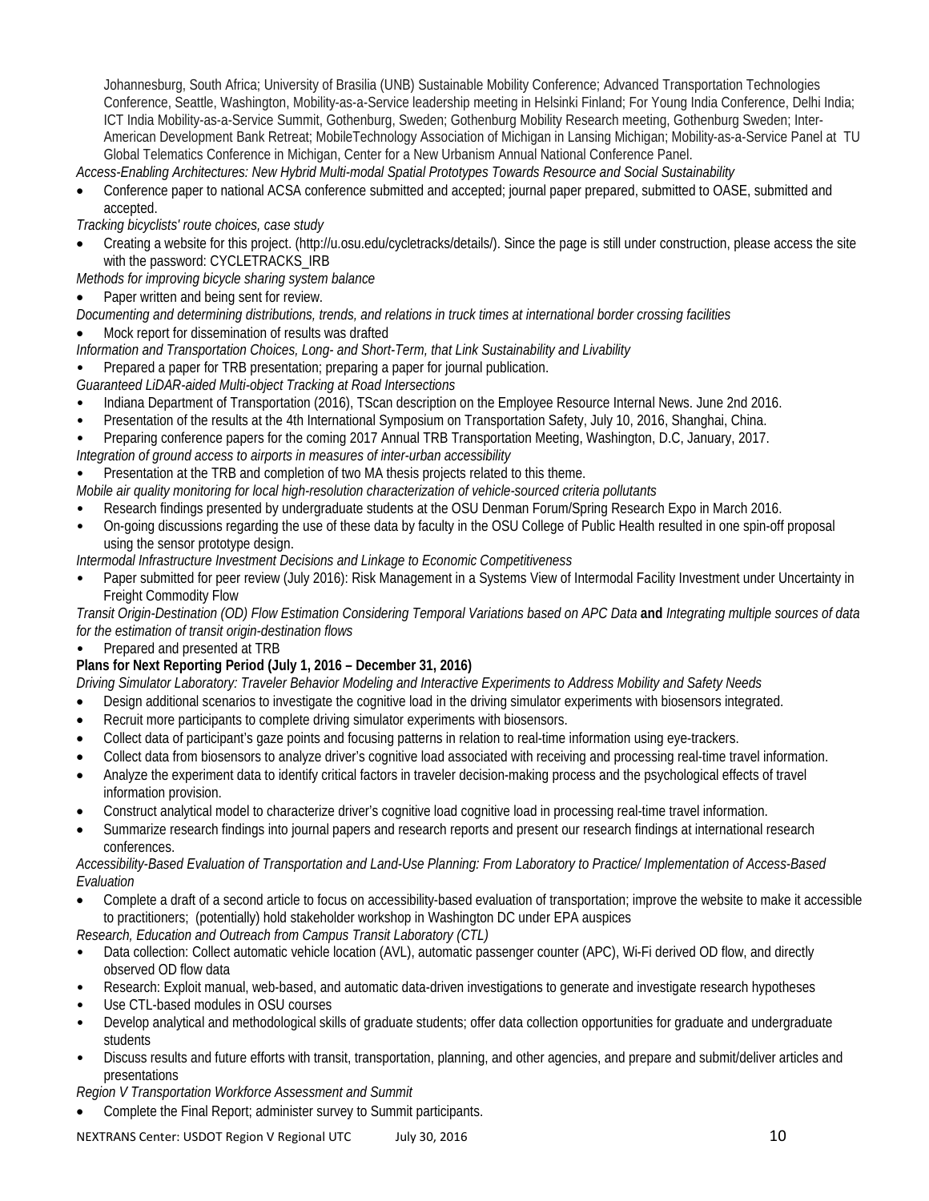Johannesburg, South Africa; University of Brasilia (UNB) Sustainable Mobility Conference; Advanced Transportation Technologies Conference, Seattle, Washington, Mobility-as-a-Service leadership meeting in Helsinki Finland; For Young India Conference, Delhi India; ICT India Mobility-as-a-Service Summit, Gothenburg, Sweden; Gothenburg Mobility Research meeting, Gothenburg Sweden; Inter-American Development Bank Retreat; MobileTechnology Association of Michigan in Lansing Michigan; Mobility-as-a-Service Panel at TU Global Telematics Conference in Michigan, Center for a New Urbanism Annual National Conference Panel.

*Access-Enabling Architectures: New Hybrid Multi-modal Spatial Prototypes Towards Resource and Social Sustainability*

- Conference paper to national ACSA conference submitted and accepted; journal paper prepared, submitted to OASE, submitted and accepted.

*Tracking bicyclists' route choices, case study*

- Creating a website for this project. (http://u.osu.edu/cycletracks/details/). Since the page is still under construction, please access the site with the password: CYCLETRACKS_IRB

*Methods for improving bicycle sharing system balance*

- Paper written and being sent for review.

*Documenting and determining distributions, trends, and relations in truck times at international border crossing facilities*

- Mock report for dissemination of results was drafted

*Information and Transportation Choices, Long- and Short-Term, that Link Sustainability and Livability*

- Prepared a paper for TRB presentation; preparing a paper for journal publication.

*Guaranteed LiDAR-aided Multi-object Tracking at Road Intersections*

- Indiana Department of Transportation (2016), TScan description on the Employee Resource Internal News. June 2nd 2016.
- Presentation of the results at the 4th International Symposium on Transportation Safety, July 10, 2016, Shanghai, China.
- Preparing conference papers for the coming 2017 Annual TRB Transportation Meeting, Washington, D.C, January, 2017.

*Integration of ground access to airports in measures of inter-urban accessibility*

- Presentation at the TRB and completion of two MA thesis projects related to this theme.

*Mobile air quality monitoring for local high-resolution characterization of vehicle-sourced criteria pollutants*

- Research findings presented by undergraduate students at the OSU Denman Forum/Spring Research Expo in March 2016.
- On-going discussions regarding the use of these data by faculty in the OSU College of Public Health resulted in one spin-off proposal using the sensor prototype design.

*Intermodal Infrastructure Investment Decisions and Linkage to Economic Competitiveness*

- Paper submitted for peer review (July 2016): Risk Management in a Systems View of Intermodal Facility Investment under Uncertainty in Freight Commodity Flow

*Transit Origin-Destination (OD) Flow Estimation Considering Temporal Variations based on APC Data* **and** *Integrating multiple sources of data for the estimation of transit origin-destination flows*

- Prepared and presented at TRB

**Plans for Next Reporting Period (July 1, 2016 – December 31, 2016)**

*Driving Simulator Laboratory: Traveler Behavior Modeling and Interactive Experiments to Address Mobility and Safety Needs*

- Design additional scenarios to investigate the cognitive load in the driving simulator experiments with biosensors integrated.
- Recruit more participants to complete driving simulator experiments with biosensors.
- Collect data of participant's gaze points and focusing patterns in relation to real-time information using eye-trackers.
- Collect data from biosensors to analyze driver's cognitive load associated with receiving and processing real-time travel information.
- Analyze the experiment data to identify critical factors in traveler decision-making process and the psychological effects of travel information provision.
- Construct analytical model to characterize driver's cognitive load cognitive load in processing real-time travel information.
- Summarize research findings into journal papers and research reports and present our research findings at international research conferences.

*Accessibility-Based Evaluation of Transportation and Land-Use Planning: From Laboratory to Practice/ Implementation of Access-Based Evaluation*

- Complete a draft of a second article to focus on accessibility-based evaluation of transportation; improve the website to make it accessible to practitioners; (potentially) hold stakeholder workshop in Washington DC under EPA auspices

*Research, Education and Outreach from Campus Transit Laboratory (CTL)*

- Data collection: Collect automatic vehicle location (AVL), automatic passenger counter (APC), Wi-Fi derived OD flow, and directly observed OD flow data
- Research: Exploit manual, web-based, and automatic data-driven investigations to generate and investigate research hypotheses
- Use CTL-based modules in OSU courses
- Develop analytical and methodological skills of graduate students; offer data collection opportunities for graduate and undergraduate students
- Discuss results and future efforts with transit, transportation, planning, and other agencies, and prepare and submit/deliver articles and presentations

*Region V Transportation Workforce Assessment and Summit*

- Complete the Final Report; administer survey to Summit participants.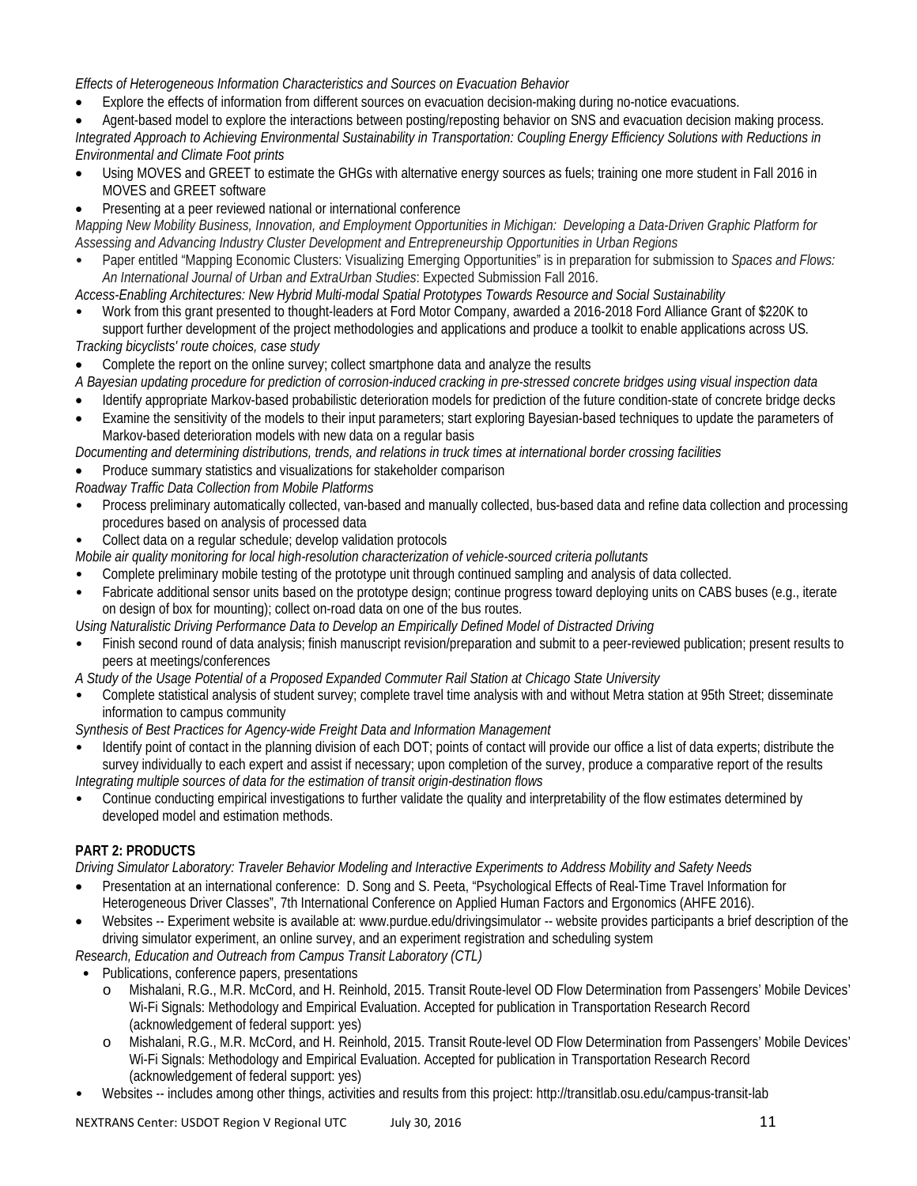*Effects of Heterogeneous Information Characteristics and Sources on Evacuation Behavior*

- Explore the effects of information from different sources on evacuation decision-making during no-notice evacuations.
- Agent-based model to explore the interactions between posting/reposting behavior on SNS and evacuation decision making process.

*Integrated Approach to Achieving Environmental Sustainability in Transportation: Coupling Energy Efficiency Solutions with Reductions in Environmental and Climate Foot prints*

- Using MOVES and GREET to estimate the GHGs with alternative energy sources as fuels; training one more student in Fall 2016 in MOVES and GREET software
- Presenting at a peer reviewed national or international conference

*Mapping New Mobility Business, Innovation, and Employment Opportunities in Michigan: Developing a Data-Driven Graphic Platform for Assessing and Advancing Industry Cluster Development and Entrepreneurship Opportunities in Urban Regions*

- Paper entitled "Mapping Economic Clusters: Visualizing Emerging Opportunities" is in preparation for submission to *Spaces and Flows: An International Journal of Urban and ExtraUrban Studies*: Expected Submission Fall 2016.

*Access-Enabling Architectures: New Hybrid Multi-modal Spatial Prototypes Towards Resource and Social Sustainability*

- Work from this grant presented to thought-leaders at Ford Motor Company, awarded a 2016-2018 Ford Alliance Grant of $220K to support further development of the project methodologies and applications and produce a toolkit to enable applications across US.

*Tracking bicyclists' route choices, case study*

- Complete the report on the online survey; collect smartphone data and analyze the results

*A Bayesian updating procedure for prediction of corrosion-induced cracking in pre-stressed concrete bridges using visual inspection data*

- Identify appropriate Markov-based probabilistic deterioration models for prediction of the future condition-state of concrete bridge decks
- Examine the sensitivity of the models to their input parameters; start exploring Bayesian-based techniques to update the parameters of Markov-based deterioration models with new data on a regular basis

*Documenting and determining distributions, trends, and relations in truck times at international border crossing facilities*

- Produce summary statistics and visualizations for stakeholder comparison

*Roadway Traffic Data Collection from Mobile Platforms*

- Process preliminary automatically collected, van-based and manually collected, bus-based data and refine data collection and processing procedures based on analysis of processed data
- Collect data on a regular schedule; develop validation protocols

*Mobile air quality monitoring for local high-resolution characterization of vehicle-sourced criteria pollutants*

- Complete preliminary mobile testing of the prototype unit through continued sampling and analysis of data collected.
- Fabricate additional sensor units based on the prototype design; continue progress toward deploying units on CABS buses (e.g., iterate on design of box for mounting); collect on-road data on one of the bus routes.

*Using Naturalistic Driving Performance Data to Develop an Empirically Defined Model of Distracted Driving*

- Finish second round of data analysis; finish manuscript revision/preparation and submit to a peer-reviewed publication; present results to peers at meetings/conferences

*A Study of the Usage Potential of a Proposed Expanded Commuter Rail Station at Chicago State University*

- Complete statistical analysis of student survey; complete travel time analysis with and without Metra station at 95th Street; disseminate information to campus community

*Synthesis of Best Practices for Agency-wide Freight Data and Information Management*

- Identify point of contact in the planning division of each DOT; points of contact will provide our office a list of data experts; distribute the survey individually to each expert and assist if necessary; upon completion of the survey, produce a comparative report of the results

*Integrating multiple sources of data for the estimation of transit origin-destination flows*

- Continue conducting empirical investigations to further validate the quality and interpretability of the flow estimates determined by developed model and estimation methods.

**PART 2: PRODUCTS**

*Driving Simulator Laboratory: Traveler Behavior Modeling and Interactive Experiments to Address Mobility and Safety Needs*

- Presentation at an international conference: D. Song and S. Peeta, "Psychological Effects of Real-Time Travel Information for Heterogeneous Driver Classes", 7th International Conference on Applied Human Factors and Ergonomics (AHFE 2016).
- Websites -- Experiment website is available at: www.purdue.edu/drivingsimulator -- website provides participants a brief description of the driving simulator experiment, an online survey, and an experiment registration and scheduling system

*Research, Education and Outreach from Campus Transit Laboratory (CTL)*

- Publications, conference papers, presentations
  - Mishalani, R.G., M.R. McCord, and H. Reinhold, 2015. Transit Route-level OD Flow Determination from Passengers' Mobile Devices' Wi-Fi Signals: Methodology and Empirical Evaluation. Accepted for publication in Transportation Research Record (acknowledgement of federal support: yes)
  - Mishalani, R.G., M.R. McCord, and H. Reinhold, 2015. Transit Route-level OD Flow Determination from Passengers' Mobile Devices' Wi-Fi Signals: Methodology and Empirical Evaluation. Accepted for publication in Transportation Research Record (acknowledgement of federal support: yes)
- Websites -- includes among other things, activities and results from this project: http://transitlab.osu.edu/campus-transit-lab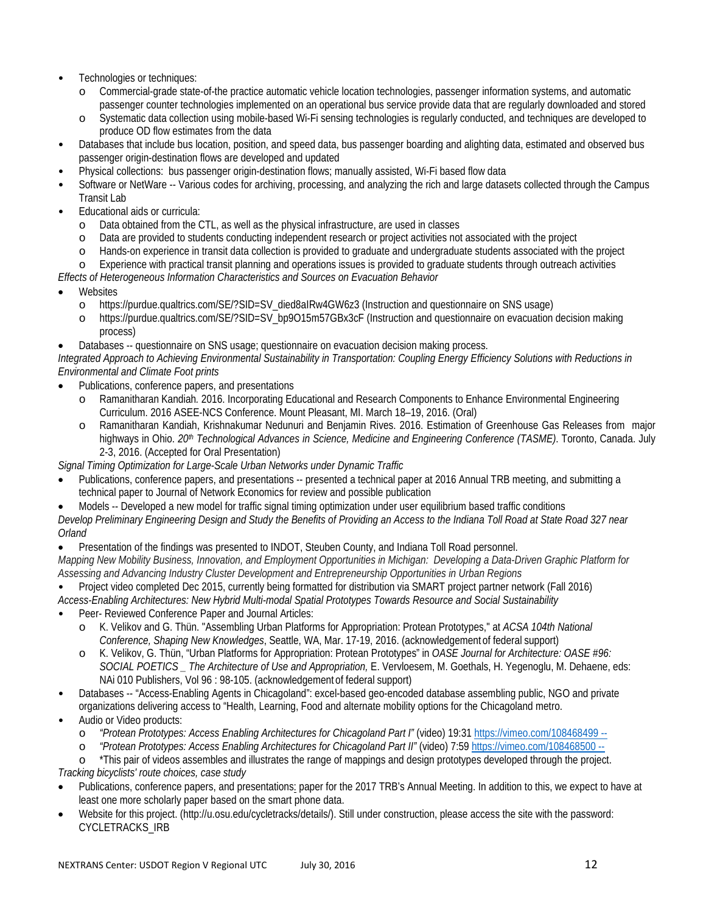- Technologies or techniques:
  - Commercial-grade state-of-the practice automatic vehicle location technologies, passenger information systems, and automatic passenger counter technologies implemented on an operational bus service provide data that are regularly downloaded and stored
  - Systematic data collection using mobile-based Wi-Fi sensing technologies is regularly conducted, and techniques are developed to produce OD flow estimates from the data
- Databases that include bus location, position, and speed data, bus passenger boarding and alighting data, estimated and observed bus passenger origin-destination flows are developed and updated
- Physical collections: bus passenger origin-destination flows; manually assisted, Wi-Fi based flow data
- Software or NetWare -- Various codes for archiving, processing, and analyzing the rich and large datasets collected through the Campus Transit Lab
- Educational aids or curricula:
  - Data obtained from the CTL, as well as the physical infrastructure, are used in classes
  - Data are provided to students conducting independent research or project activities not associated with the project
  - Hands-on experience in transit data collection is provided to graduate and undergraduate students associated with the project
  - Experience with practical transit planning and operations issues is provided to graduate students through outreach activities

*Effects of Heterogeneous Information Characteristics and Sources on Evacuation Behavior*

- Websites
  - https://purdue.qualtrics.com/SE/?SID=SV_died8aIRw4GW6z3 (Instruction and questionnaire on SNS usage)
  - https://purdue.qualtrics.com/SE/?SID=SV_bp9O15m57GBx3cF (Instruction and questionnaire on evacuation decision making process)
- Databases -- questionnaire on SNS usage; questionnaire on evacuation decision making process.

*Integrated Approach to Achieving Environmental Sustainability in Transportation: Coupling Energy Efficiency Solutions with Reductions in Environmental and Climate Foot prints*

- Publications, conference papers, and presentations
  - Ramanitharan Kandiah. 2016. Incorporating Educational and Research Components to Enhance Environmental Engineering Curriculum. 2016 ASEE-NCS Conference. Mount Pleasant, MI. March 18–19, 2016. (Oral)
  - Ramanitharan Kandiah, Krishnakumar Nedunuri and Benjamin Rives. 2016. Estimation of Greenhouse Gas Releases from major highways in Ohio. *20th Technological Advances in Science, Medicine and Engineering Conference (TASME)*. Toronto, Canada. July 2-3, 2016. (Accepted for Oral Presentation)

*Signal Timing Optimization for Large-Scale Urban Networks under Dynamic Traffic*

- Publications, conference papers, and presentations -- presented a technical paper at 2016 Annual TRB meeting, and submitting a technical paper to Journal of Network Economics for review and possible publication
- Models -- Developed a new model for traffic signal timing optimization under user equilibrium based traffic conditions

*Develop Preliminary Engineering Design and Study the Benefits of Providing an Access to the Indiana Toll Road at State Road 327 near Orland*

- Presentation of the findings was presented to INDOT, Steuben County, and Indiana Toll Road personnel.

*Mapping New Mobility Business, Innovation, and Employment Opportunities in Michigan: Developing a Data-Driven Graphic Platform for Assessing and Advancing Industry Cluster Development and Entrepreneurship Opportunities in Urban Regions*

- Project video completed Dec 2015, currently being formatted for distribution via SMART project partner network (Fall 2016)

*Access-Enabling Architectures: New Hybrid Multi-modal Spatial Prototypes Towards Resource and Social Sustainability*

- Peer- Reviewed Conference Paper and Journal Articles:
  - K. Velikov and G. Thün. "Assembling Urban Platforms for Appropriation: Protean Prototypes," at *ACSA 104th National Conference, Shaping New Knowledges*, Seattle, WA, Mar. 17-19, 2016. (acknowledgement of federal support)
  - K. Velikov, G. Thün, "Urban Platforms for Appropriation: Protean Prototypes" in *OASE Journal for Architecture: OASE #96: SOCIAL POETICS _ The Architecture of Use and Appropriation,* E. Vervloesem, M. Goethals, H. Yegenoglu, M. Dehaene, eds: NAi 010 Publishers, Vol 96 : 98-105. (acknowledgement of federal support)
- Databases -- "Access-Enabling Agents in Chicagoland": excel-based geo-encoded database assembling public, NGO and private organizations delivering access to "Health, Learning, Food and alternate mobility options for the Chicagoland metro.
- Audio or Video products:
  - *"Protean Prototypes: Access Enabling Architectures for Chicagoland Part I"* (video) 19:31 https://vimeo.com/108468499 --
  - *"Protean Prototypes: Access Enabling Architectures for Chicagoland Part II"* (video) 7:59 https://vimeo.com/108468500 --
  - *This pair of videos assembles and illustrates the range of mappings and design prototypes developed through the project.

*Tracking bicyclists' route choices, case study*

- Publications, conference papers, and presentations: paper for the 2017 TRB's Annual Meeting. In addition to this, we expect to have at least one more scholarly paper based on the smart phone data.
- Website for this project. (http://u.osu.edu/cycletracks/details/). Still under construction, please access the site with the password: CYCLETRACKS_IRB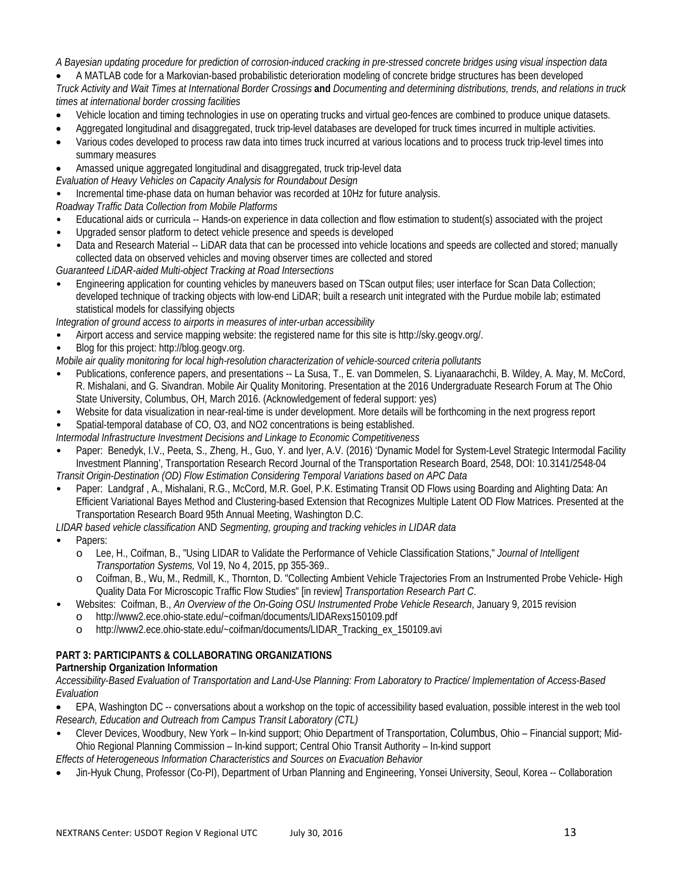*A Bayesian updating procedure for prediction of corrosion-induced cracking in pre-stressed concrete bridges using visual inspection data*

- A MATLAB code for a Markovian-based probabilistic deterioration modeling of concrete bridge structures has been developed

*Truck Activity and Wait Times at International Border Crossings* **and** *Documenting and determining distributions, trends, and relations in truck times at international border crossing facilities*

- Vehicle location and timing technologies in use on operating trucks and virtual geo-fences are combined to produce unique datasets.
- Aggregated longitudinal and disaggregated, truck trip-level databases are developed for truck times incurred in multiple activities.
- Various codes developed to process raw data into times truck incurred at various locations and to process truck trip-level times into summary measures
- Amassed unique aggregated longitudinal and disaggregated, truck trip-level data

*Evaluation of Heavy Vehicles on Capacity Analysis for Roundabout Design*

- Incremental time-phase data on human behavior was recorded at 10Hz for future analysis.

*Roadway Traffic Data Collection from Mobile Platforms*

- Educational aids or curricula -- Hands-on experience in data collection and flow estimation to student(s) associated with the project
- Upgraded sensor platform to detect vehicle presence and speeds is developed
- Data and Research Material -- LiDAR data that can be processed into vehicle locations and speeds are collected and stored; manually collected data on observed vehicles and moving observer times are collected and stored

*Guaranteed LiDAR-aided Multi-object Tracking at Road Intersections*

- Engineering application for counting vehicles by maneuvers based on TScan output files; user interface for Scan Data Collection; developed technique of tracking objects with low-end LiDAR; built a research unit integrated with the Purdue mobile lab; estimated statistical models for classifying objects

*Integration of ground access to airports in measures of inter-urban accessibility*

- Airport access and service mapping website: the registered name for this site is http://sky.geogv.org/.
- Blog for this project: http://blog.geogv.org.

*Mobile air quality monitoring for local high-resolution characterization of vehicle-sourced criteria pollutants*

- Publications, conference papers, and presentations -- La Susa, T., E. van Dommelen, S. Liyanaarachchi, B. Wildey, A. May, M. McCord, R. Mishalani, and G. Sivandran. Mobile Air Quality Monitoring. Presentation at the 2016 Undergraduate Research Forum at The Ohio State University, Columbus, OH, March 2016. (Acknowledgement of federal support: yes)
- Website for data visualization in near-real-time is under development. More details will be forthcoming in the next progress report
- Spatial-temporal database of CO, O3, and NO2 concentrations is being established.

*Intermodal Infrastructure Investment Decisions and Linkage to Economic Competitiveness*

- Paper: Benedyk, I.V., Peeta, S., Zheng, H., Guo, Y. and Iyer, A.V. (2016) 'Dynamic Model for System-Level Strategic Intermodal Facility Investment Planning', Transportation Research Record Journal of the Transportation Research Board, 2548, DOI: 10.3141/2548-04

*Transit Origin-Destination (OD) Flow Estimation Considering Temporal Variations based on APC Data*

- Paper: Landgraf , A., Mishalani, R.G., McCord, M.R. Goel, P.K. Estimating Transit OD Flows using Boarding and Alighting Data: An Efficient Variational Bayes Method and Clustering-based Extension that Recognizes Multiple Latent OD Flow Matrices. Presented at the Transportation Research Board 95th Annual Meeting, Washington D.C.

*LIDAR based vehicle classification* AND *Segmenting, grouping and tracking vehicles in LIDAR data*

- Papers:
  - Lee, H., Coifman, B., "Using LIDAR to Validate the Performance of Vehicle Classification Stations," *Journal of Intelligent Transportation Systems,* Vol 19, No 4, 2015, pp 355-369..
  - Coifman, B., Wu, M., Redmill, K., Thornton, D. "Collecting Ambient Vehicle Trajectories From an Instrumented Probe Vehicle- High Quality Data For Microscopic Traffic Flow Studies" [in review] *Transportation Research Part C*.
- Websites: Coifman, B., *An Overview of the On-Going OSU Instrumented Probe Vehicle Research*, January 9, 2015 revision
  - http://www2.ece.ohio-state.edu/~coifman/documents/LIDARexs150109.pdf
  - http://www2.ece.ohio-state.edu/~coifman/documents/LIDAR_Tracking_ex_150109.avi

**PART 3: PARTICIPANTS & COLLABORATING ORGANIZATIONS**

**Partnership Organization Information**

*Accessibility-Based Evaluation of Transportation and Land-Use Planning: From Laboratory to Practice/ Implementation of Access-Based Evaluation*

- EPA, Washington DC -- conversations about a workshop on the topic of accessibility based evaluation, possible interest in the web tool

*Research, Education and Outreach from Campus Transit Laboratory (CTL)*

- Clever Devices, Woodbury, New York – In-kind support; Ohio Department of Transportation, Columbus, Ohio – Financial support; Mid-Ohio Regional Planning Commission – In-kind support; Central Ohio Transit Authority – In-kind support

*Effects of Heterogeneous Information Characteristics and Sources on Evacuation Behavior*

- Jin-Hyuk Chung, Professor (Co-PI), Department of Urban Planning and Engineering, Yonsei University, Seoul, Korea -- Collaboration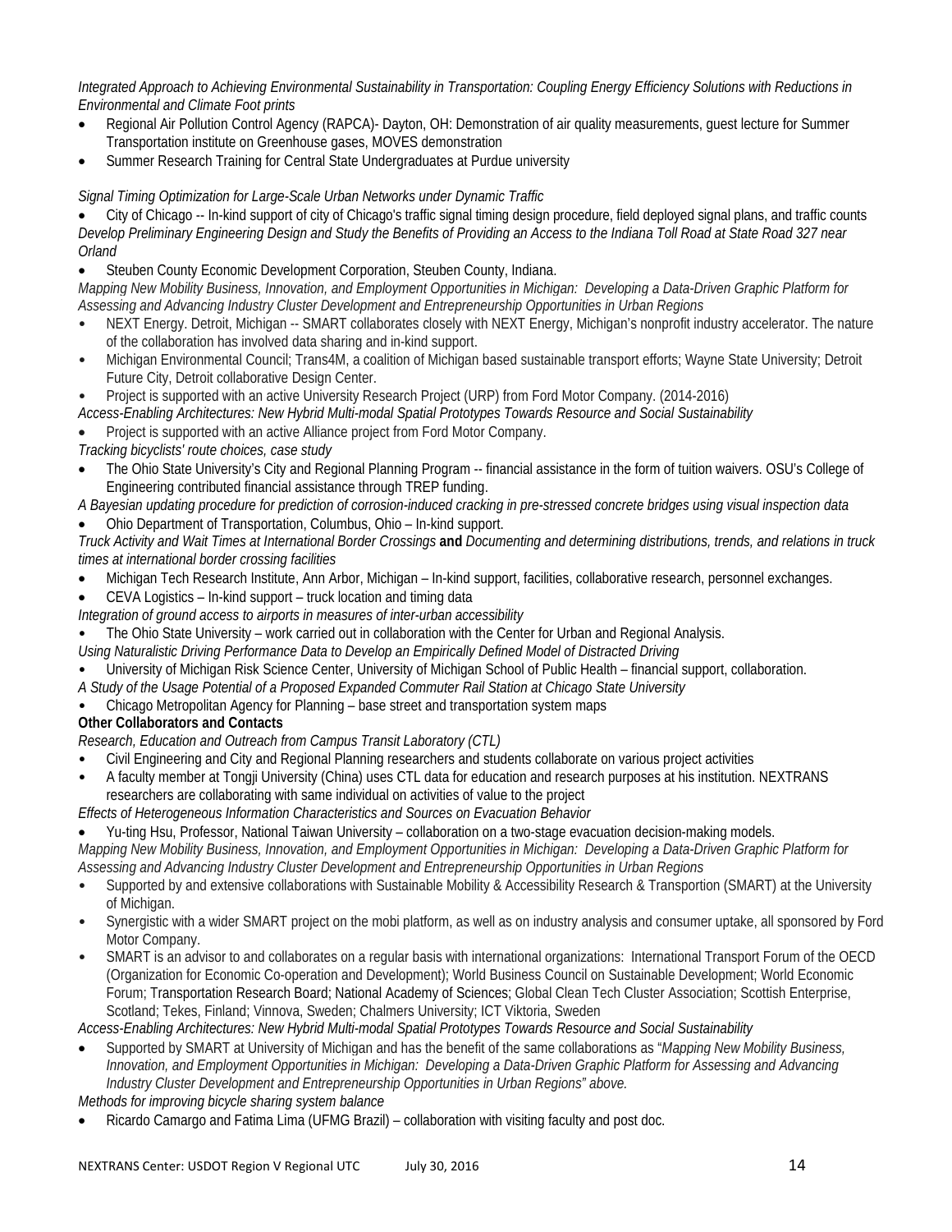*Integrated Approach to Achieving Environmental Sustainability in Transportation: Coupling Energy Efficiency Solutions with Reductions in Environmental and Climate Foot prints*

- Regional Air Pollution Control Agency (RAPCA)- Dayton, OH: Demonstration of air quality measurements, guest lecture for Summer Transportation institute on Greenhouse gases, MOVES demonstration
- Summer Research Training for Central State Undergraduates at Purdue university

*Signal Timing Optimization for Large-Scale Urban Networks under Dynamic Traffic*

- City of Chicago -- In-kind support of city of Chicago's traffic signal timing design procedure, field deployed signal plans, and traffic counts

*Develop Preliminary Engineering Design and Study the Benefits of Providing an Access to the Indiana Toll Road at State Road 327 near Orland*

- Steuben County Economic Development Corporation, Steuben County, Indiana.

*Mapping New Mobility Business, Innovation, and Employment Opportunities in Michigan: Developing a Data-Driven Graphic Platform for Assessing and Advancing Industry Cluster Development and Entrepreneurship Opportunities in Urban Regions*

- NEXT Energy. Detroit, Michigan -- SMART collaborates closely with NEXT Energy, Michigan's nonprofit industry accelerator. The nature of the collaboration has involved data sharing and in-kind support.
- Michigan Environmental Council; Trans4M, a coalition of Michigan based sustainable transport efforts; Wayne State University; Detroit Future City, Detroit collaborative Design Center.
- Project is supported with an active University Research Project (URP) from Ford Motor Company. (2014-2016)

*Access-Enabling Architectures: New Hybrid Multi-modal Spatial Prototypes Towards Resource and Social Sustainability*

- Project is supported with an active Alliance project from Ford Motor Company.

*Tracking bicyclists' route choices, case study*

- The Ohio State University's City and Regional Planning Program -- financial assistance in the form of tuition waivers. OSU's College of Engineering contributed financial assistance through TREP funding.

*A Bayesian updating procedure for prediction of corrosion-induced cracking in pre-stressed concrete bridges using visual inspection data*

- Ohio Department of Transportation, Columbus, Ohio – In-kind support.

*Truck Activity and Wait Times at International Border Crossings* **and** *Documenting and determining distributions, trends, and relations in truck times at international border crossing facilities*

- Michigan Tech Research Institute, Ann Arbor, Michigan – In-kind support, facilities, collaborative research, personnel exchanges.
- CEVA Logistics – In-kind support – truck location and timing data

*Integration of ground access to airports in measures of inter-urban accessibility*

- The Ohio State University – work carried out in collaboration with the Center for Urban and Regional Analysis.

*Using Naturalistic Driving Performance Data to Develop an Empirically Defined Model of Distracted Driving*

- University of Michigan Risk Science Center, University of Michigan School of Public Health – financial support, collaboration.

*A Study of the Usage Potential of a Proposed Expanded Commuter Rail Station at Chicago State University*

- Chicago Metropolitan Agency for Planning – base street and transportation system maps

**Other Collaborators and Contacts**

*Research, Education and Outreach from Campus Transit Laboratory (CTL)*

- Civil Engineering and City and Regional Planning researchers and students collaborate on various project activities
- A faculty member at Tongji University (China) uses CTL data for education and research purposes at his institution. NEXTRANS researchers are collaborating with same individual on activities of value to the project

*Effects of Heterogeneous Information Characteristics and Sources on Evacuation Behavior*

- Yu-ting Hsu, Professor, National Taiwan University – collaboration on a two-stage evacuation decision-making models.

*Mapping New Mobility Business, Innovation, and Employment Opportunities in Michigan: Developing a Data-Driven Graphic Platform for Assessing and Advancing Industry Cluster Development and Entrepreneurship Opportunities in Urban Regions*

- Supported by and extensive collaborations with Sustainable Mobility & Accessibility Research & Transportion (SMART) at the University of Michigan.
- Synergistic with a wider SMART project on the mobi platform, as well as on industry analysis and consumer uptake, all sponsored by Ford Motor Company.
- SMART is an advisor to and collaborates on a regular basis with international organizations: International Transport Forum of the OECD (Organization for Economic Co-operation and Development); World Business Council on Sustainable Development; World Economic Forum; Transportation Research Board; National Academy of Sciences; Global Clean Tech Cluster Association; Scottish Enterprise, Scotland; Tekes, Finland; Vinnova, Sweden; Chalmers University; ICT Viktoria, Sweden

*Access-Enabling Architectures: New Hybrid Multi-modal Spatial Prototypes Towards Resource and Social Sustainability*

- Supported by SMART at University of Michigan and has the benefit of the same collaborations as "*Mapping New Mobility Business, Innovation, and Employment Opportunities in Michigan: Developing a Data-Driven Graphic Platform for Assessing and Advancing Industry Cluster Development and Entrepreneurship Opportunities in Urban Regions" above.*

*Methods for improving bicycle sharing system balance*

- Ricardo Camargo and Fatima Lima (UFMG Brazil) – collaboration with visiting faculty and post doc.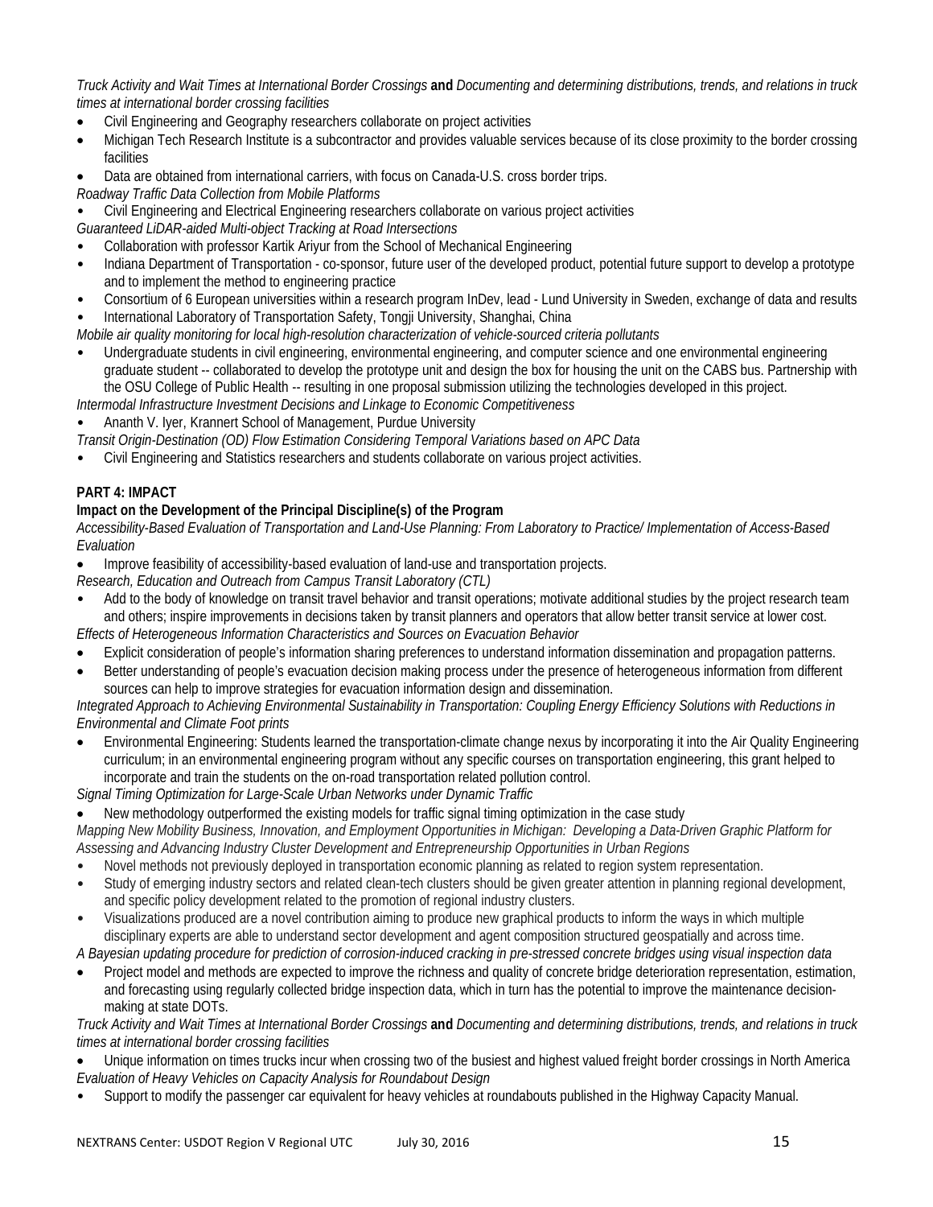*Truck Activity and Wait Times at International Border Crossings* **and** *Documenting and determining distributions, trends, and relations in truck times at international border crossing facilities*

- Civil Engineering and Geography researchers collaborate on project activities
- Michigan Tech Research Institute is a subcontractor and provides valuable services because of its close proximity to the border crossing facilities
- Data are obtained from international carriers, with focus on Canada-U.S. cross border trips.

*Roadway Traffic Data Collection from Mobile Platforms*

- Civil Engineering and Electrical Engineering researchers collaborate on various project activities

*Guaranteed LiDAR-aided Multi-object Tracking at Road Intersections*

- Collaboration with professor Kartik Ariyur from the School of Mechanical Engineering
- Indiana Department of Transportation - co-sponsor, future user of the developed product, potential future support to develop a prototype and to implement the method to engineering practice
- Consortium of 6 European universities within a research program InDev, lead - Lund University in Sweden, exchange of data and results
- International Laboratory of Transportation Safety, Tongji University, Shanghai, China

*Mobile air quality monitoring for local high-resolution characterization of vehicle-sourced criteria pollutants*

- Undergraduate students in civil engineering, environmental engineering, and computer science and one environmental engineering graduate student -- collaborated to develop the prototype unit and design the box for housing the unit on the CABS bus. Partnership with the OSU College of Public Health -- resulting in one proposal submission utilizing the technologies developed in this project.

*Intermodal Infrastructure Investment Decisions and Linkage to Economic Competitiveness*

- Ananth V. Iyer, Krannert School of Management, Purdue University

*Transit Origin-Destination (OD) Flow Estimation Considering Temporal Variations based on APC Data*

- Civil Engineering and Statistics researchers and students collaborate on various project activities.

**PART 4: IMPACT**

**Impact on the Development of the Principal Discipline(s) of the Program**

*Accessibility-Based Evaluation of Transportation and Land-Use Planning: From Laboratory to Practice/ Implementation of Access-Based Evaluation*

- Improve feasibility of accessibility-based evaluation of land-use and transportation projects.

*Research, Education and Outreach from Campus Transit Laboratory (CTL)*

- Add to the body of knowledge on transit travel behavior and transit operations; motivate additional studies by the project research team and others; inspire improvements in decisions taken by transit planners and operators that allow better transit service at lower cost.

*Effects of Heterogeneous Information Characteristics and Sources on Evacuation Behavior*

- Explicit consideration of people's information sharing preferences to understand information dissemination and propagation patterns.
- Better understanding of people's evacuation decision making process under the presence of heterogeneous information from different sources can help to improve strategies for evacuation information design and dissemination.

*Integrated Approach to Achieving Environmental Sustainability in Transportation: Coupling Energy Efficiency Solutions with Reductions in Environmental and Climate Foot prints*

- Environmental Engineering: Students learned the transportation-climate change nexus by incorporating it into the Air Quality Engineering curriculum; in an environmental engineering program without any specific courses on transportation engineering, this grant helped to incorporate and train the students on the on-road transportation related pollution control.

*Signal Timing Optimization for Large-Scale Urban Networks under Dynamic Traffic*

- New methodology outperformed the existing models for traffic signal timing optimization in the case study

*Mapping New Mobility Business, Innovation, and Employment Opportunities in Michigan: Developing a Data-Driven Graphic Platform for Assessing and Advancing Industry Cluster Development and Entrepreneurship Opportunities in Urban Regions*

- Novel methods not previously deployed in transportation economic planning as related to region system representation.
- Study of emerging industry sectors and related clean-tech clusters should be given greater attention in planning regional development, and specific policy development related to the promotion of regional industry clusters.
- Visualizations produced are a novel contribution aiming to produce new graphical products to inform the ways in which multiple disciplinary experts are able to understand sector development and agent composition structured geospatially and across time.

*A Bayesian updating procedure for prediction of corrosion-induced cracking in pre-stressed concrete bridges using visual inspection data*

- Project model and methods are expected to improve the richness and quality of concrete bridge deterioration representation, estimation, and forecasting using regularly collected bridge inspection data, which in turn has the potential to improve the maintenance decision-making at state DOTs.

*Truck Activity and Wait Times at International Border Crossings* **and** *Documenting and determining distributions, trends, and relations in truck times at international border crossing facilities*

- Unique information on times trucks incur when crossing two of the busiest and highest valued freight border crossings in North America

*Evaluation of Heavy Vehicles on Capacity Analysis for Roundabout Design*

- Support to modify the passenger car equivalent for heavy vehicles at roundabouts published in the Highway Capacity Manual.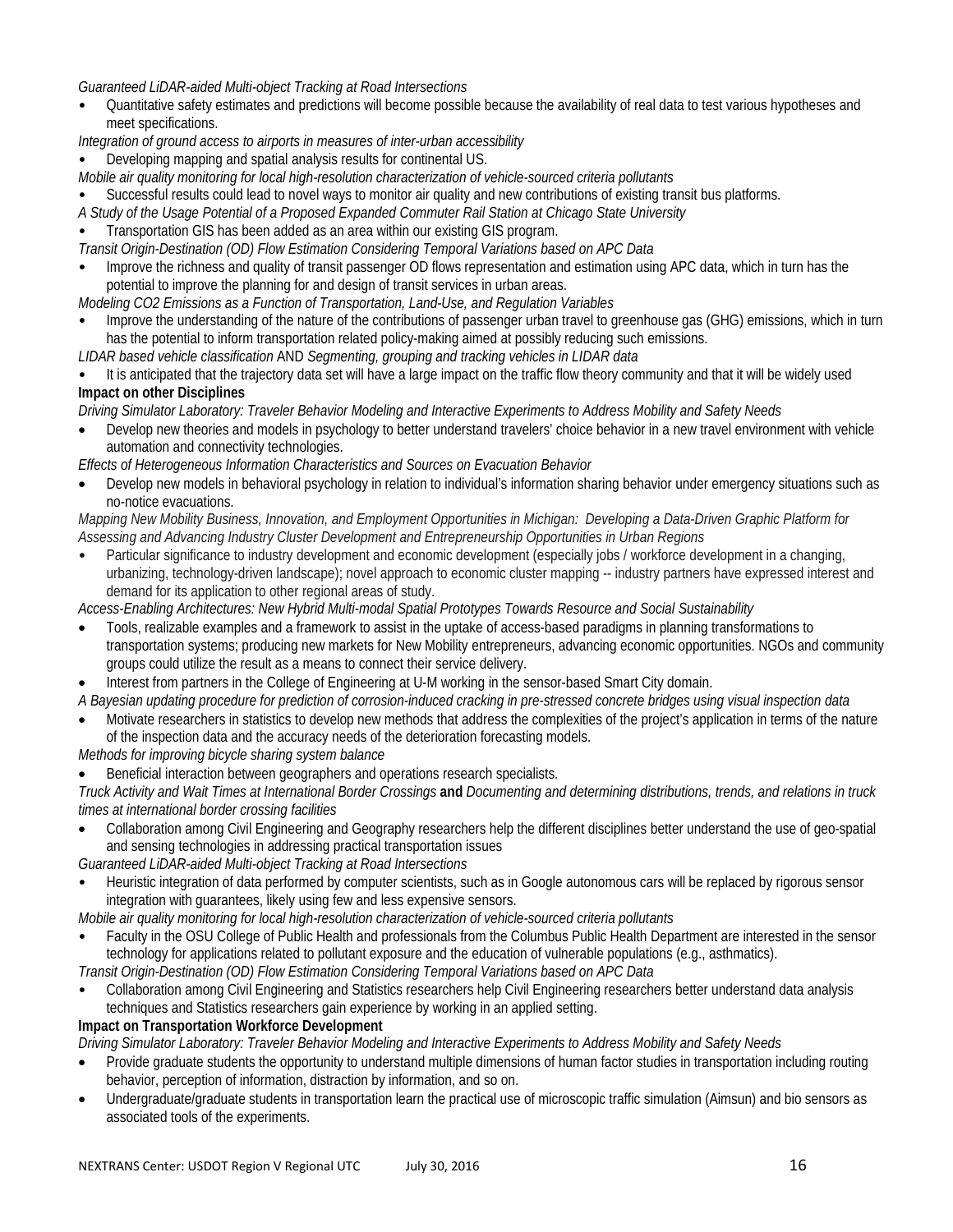*Guaranteed LiDAR-aided Multi-object Tracking at Road Intersections*

- Quantitative safety estimates and predictions will become possible because the availability of real data to test various hypotheses and meet specifications.

*Integration of ground access to airports in measures of inter-urban accessibility*

- Developing mapping and spatial analysis results for continental US.

*Mobile air quality monitoring for local high-resolution characterization of vehicle-sourced criteria pollutants*

- Successful results could lead to novel ways to monitor air quality and new contributions of existing transit bus platforms.

*A Study of the Usage Potential of a Proposed Expanded Commuter Rail Station at Chicago State University*

- Transportation GIS has been added as an area within our existing GIS program.

*Transit Origin-Destination (OD) Flow Estimation Considering Temporal Variations based on APC Data*

- Improve the richness and quality of transit passenger OD flows representation and estimation using APC data, which in turn has the potential to improve the planning for and design of transit services in urban areas.

*Modeling CO2 Emissions as a Function of Transportation, Land-Use, and Regulation Variables*

- Improve the understanding of the nature of the contributions of passenger urban travel to greenhouse gas (GHG) emissions, which in turn has the potential to inform transportation related policy-making aimed at possibly reducing such emissions.

*LIDAR based vehicle classification* AND *Segmenting, grouping and tracking vehicles in LIDAR data*

- It is anticipated that the trajectory data set will have a large impact on the traffic flow theory community and that it will be widely used

**Impact on other Disciplines**

*Driving Simulator Laboratory: Traveler Behavior Modeling and Interactive Experiments to Address Mobility and Safety Needs*

- Develop new theories and models in psychology to better understand travelers' choice behavior in a new travel environment with vehicle automation and connectivity technologies.

*Effects of Heterogeneous Information Characteristics and Sources on Evacuation Behavior*

- Develop new models in behavioral psychology in relation to individual's information sharing behavior under emergency situations such as no-notice evacuations.

*Mapping New Mobility Business, Innovation, and Employment Opportunities in Michigan: Developing a Data-Driven Graphic Platform for Assessing and Advancing Industry Cluster Development and Entrepreneurship Opportunities in Urban Regions*

- Particular significance to industry development and economic development (especially jobs / workforce development in a changing, urbanizing, technology-driven landscape); novel approach to economic cluster mapping -- industry partners have expressed interest and demand for its application to other regional areas of study.

*Access-Enabling Architectures: New Hybrid Multi-modal Spatial Prototypes Towards Resource and Social Sustainability*

- Tools, realizable examples and a framework to assist in the uptake of access-based paradigms in planning transformations to transportation systems; producing new markets for New Mobility entrepreneurs, advancing economic opportunities. NGOs and community groups could utilize the result as a means to connect their service delivery.
- Interest from partners in the College of Engineering at U-M working in the sensor-based Smart City domain.

*A Bayesian updating procedure for prediction of corrosion-induced cracking in pre-stressed concrete bridges using visual inspection data*

- Motivate researchers in statistics to develop new methods that address the complexities of the project's application in terms of the nature of the inspection data and the accuracy needs of the deterioration forecasting models.

*Methods for improving bicycle sharing system balance*

- Beneficial interaction between geographers and operations research specialists.

*Truck Activity and Wait Times at International Border Crossings* **and** *Documenting and determining distributions, trends, and relations in truck times at international border crossing facilities*

- Collaboration among Civil Engineering and Geography researchers help the different disciplines better understand the use of geo-spatial and sensing technologies in addressing practical transportation issues

*Guaranteed LiDAR-aided Multi-object Tracking at Road Intersections*

- Heuristic integration of data performed by computer scientists, such as in Google autonomous cars will be replaced by rigorous sensor integration with guarantees, likely using few and less expensive sensors.

*Mobile air quality monitoring for local high-resolution characterization of vehicle-sourced criteria pollutants*

- Faculty in the OSU College of Public Health and professionals from the Columbus Public Health Department are interested in the sensor technology for applications related to pollutant exposure and the education of vulnerable populations (e.g., asthmatics).

*Transit Origin-Destination (OD) Flow Estimation Considering Temporal Variations based on APC Data*

- Collaboration among Civil Engineering and Statistics researchers help Civil Engineering researchers better understand data analysis techniques and Statistics researchers gain experience by working in an applied setting.

**Impact on Transportation Workforce Development**

*Driving Simulator Laboratory: Traveler Behavior Modeling and Interactive Experiments to Address Mobility and Safety Needs*

- Provide graduate students the opportunity to understand multiple dimensions of human factor studies in transportation including routing behavior, perception of information, distraction by information, and so on.
- Undergraduate/graduate students in transportation learn the practical use of microscopic traffic simulation (Aimsun) and bio sensors as associated tools of the experiments.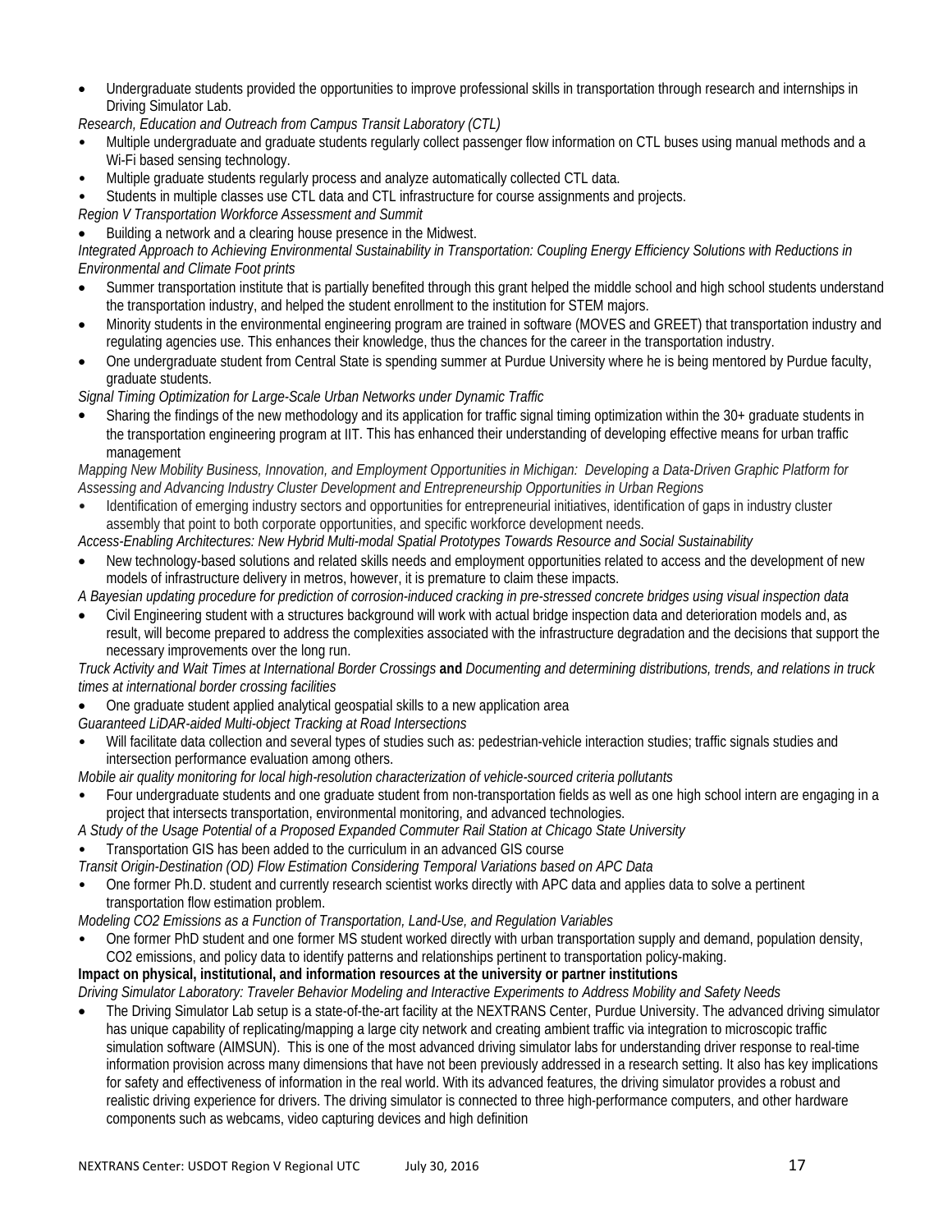- Undergraduate students provided the opportunities to improve professional skills in transportation through research and internships in Driving Simulator Lab.

*Research, Education and Outreach from Campus Transit Laboratory (CTL)*

- Multiple undergraduate and graduate students regularly collect passenger flow information on CTL buses using manual methods and a Wi-Fi based sensing technology.
- Multiple graduate students regularly process and analyze automatically collected CTL data.
- Students in multiple classes use CTL data and CTL infrastructure for course assignments and projects.

*Region V Transportation Workforce Assessment and Summit*

- Building a network and a clearing house presence in the Midwest.

*Integrated Approach to Achieving Environmental Sustainability in Transportation: Coupling Energy Efficiency Solutions with Reductions in Environmental and Climate Foot prints*

- Summer transportation institute that is partially benefited through this grant helped the middle school and high school students understand the transportation industry, and helped the student enrollment to the institution for STEM majors.
- Minority students in the environmental engineering program are trained in software (MOVES and GREET) that transportation industry and regulating agencies use. This enhances their knowledge, thus the chances for the career in the transportation industry.
- One undergraduate student from Central State is spending summer at Purdue University where he is being mentored by Purdue faculty, graduate students.

*Signal Timing Optimization for Large-Scale Urban Networks under Dynamic Traffic*

- Sharing the findings of the new methodology and its application for traffic signal timing optimization within the 30+ graduate students in the transportation engineering program at IIT. This has enhanced their understanding of developing effective means for urban traffic management

*Mapping New Mobility Business, Innovation, and Employment Opportunities in Michigan: Developing a Data-Driven Graphic Platform for Assessing and Advancing Industry Cluster Development and Entrepreneurship Opportunities in Urban Regions*

- Identification of emerging industry sectors and opportunities for entrepreneurial initiatives, identification of gaps in industry cluster assembly that point to both corporate opportunities, and specific workforce development needs.

*Access-Enabling Architectures: New Hybrid Multi-modal Spatial Prototypes Towards Resource and Social Sustainability*

- New technology-based solutions and related skills needs and employment opportunities related to access and the development of new models of infrastructure delivery in metros, however, it is premature to claim these impacts.

*A Bayesian updating procedure for prediction of corrosion-induced cracking in pre-stressed concrete bridges using visual inspection data*

- Civil Engineering student with a structures background will work with actual bridge inspection data and deterioration models and, as result, will become prepared to address the complexities associated with the infrastructure degradation and the decisions that support the necessary improvements over the long run.

*Truck Activity and Wait Times at International Border Crossings* **and** *Documenting and determining distributions, trends, and relations in truck times at international border crossing facilities*

- One graduate student applied analytical geospatial skills to a new application area

*Guaranteed LiDAR-aided Multi-object Tracking at Road Intersections*

- Will facilitate data collection and several types of studies such as: pedestrian-vehicle interaction studies; traffic signals studies and intersection performance evaluation among others.

*Mobile air quality monitoring for local high-resolution characterization of vehicle-sourced criteria pollutants*

- Four undergraduate students and one graduate student from non-transportation fields as well as one high school intern are engaging in a project that intersects transportation, environmental monitoring, and advanced technologies.

*A Study of the Usage Potential of a Proposed Expanded Commuter Rail Station at Chicago State University*

- Transportation GIS has been added to the curriculum in an advanced GIS course

*Transit Origin-Destination (OD) Flow Estimation Considering Temporal Variations based on APC Data*

- One former Ph.D. student and currently research scientist works directly with APC data and applies data to solve a pertinent transportation flow estimation problem.

*Modeling CO2 Emissions as a Function of Transportation, Land-Use, and Regulation Variables*

- One former PhD student and one former MS student worked directly with urban transportation supply and demand, population density, CO2 emissions, and policy data to identify patterns and relationships pertinent to transportation policy-making.

**Impact on physical, institutional, and information resources at the university or partner institutions**

*Driving Simulator Laboratory: Traveler Behavior Modeling and Interactive Experiments to Address Mobility and Safety Needs*

- The Driving Simulator Lab setup is a state-of-the-art facility at the NEXTRANS Center, Purdue University. The advanced driving simulator has unique capability of replicating/mapping a large city network and creating ambient traffic via integration to microscopic traffic simulation software (AIMSUN). This is one of the most advanced driving simulator labs for understanding driver response to real-time information provision across many dimensions that have not been previously addressed in a research setting. It also has key implications for safety and effectiveness of information in the real world. With its advanced features, the driving simulator provides a robust and realistic driving experience for drivers. The driving simulator is connected to three high-performance computers, and other hardware components such as webcams, video capturing devices and high definition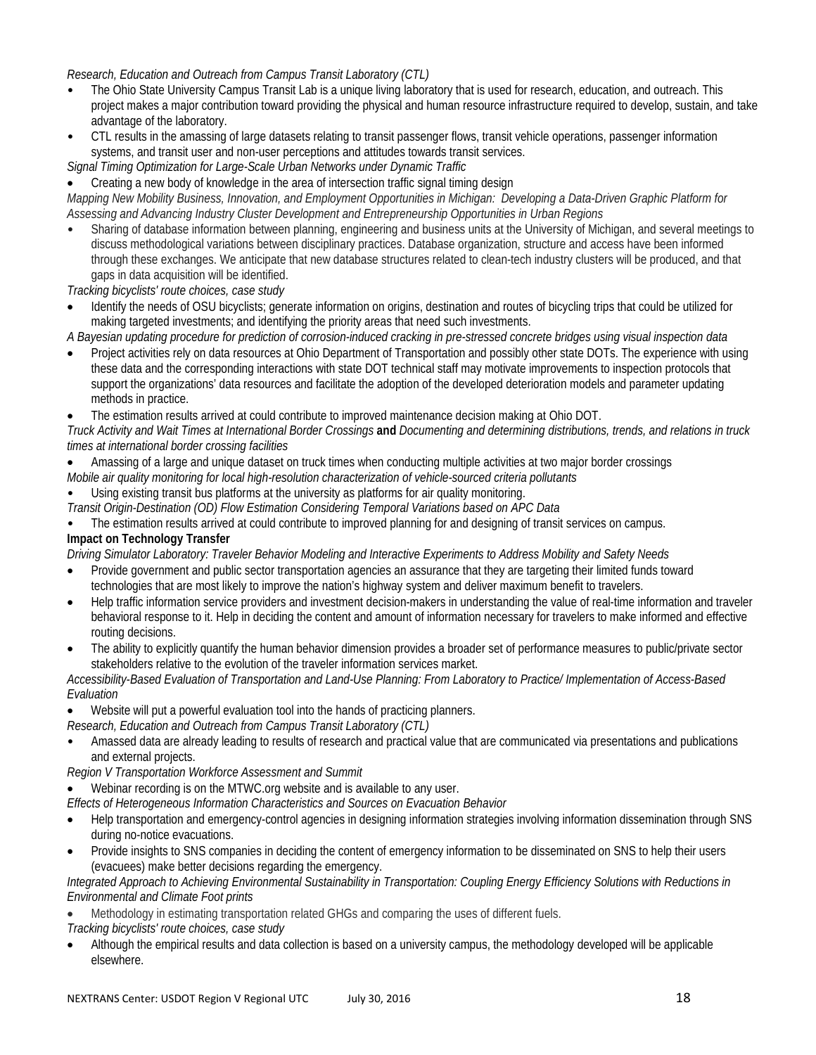*Research, Education and Outreach from Campus Transit Laboratory (CTL)*

- The Ohio State University Campus Transit Lab is a unique living laboratory that is used for research, education, and outreach. This project makes a major contribution toward providing the physical and human resource infrastructure required to develop, sustain, and take advantage of the laboratory.
- CTL results in the amassing of large datasets relating to transit passenger flows, transit vehicle operations, passenger information systems, and transit user and non-user perceptions and attitudes towards transit services.

*Signal Timing Optimization for Large-Scale Urban Networks under Dynamic Traffic*

- Creating a new body of knowledge in the area of intersection traffic signal timing design

*Mapping New Mobility Business, Innovation, and Employment Opportunities in Michigan: Developing a Data-Driven Graphic Platform for Assessing and Advancing Industry Cluster Development and Entrepreneurship Opportunities in Urban Regions*

- Sharing of database information between planning, engineering and business units at the University of Michigan, and several meetings to discuss methodological variations between disciplinary practices. Database organization, structure and access have been informed through these exchanges. We anticipate that new database structures related to clean-tech industry clusters will be produced, and that gaps in data acquisition will be identified.

*Tracking bicyclists' route choices, case study*

- Identify the needs of OSU bicyclists; generate information on origins, destination and routes of bicycling trips that could be utilized for making targeted investments; and identifying the priority areas that need such investments.

*A Bayesian updating procedure for prediction of corrosion-induced cracking in pre-stressed concrete bridges using visual inspection data*

- Project activities rely on data resources at Ohio Department of Transportation and possibly other state DOTs. The experience with using these data and the corresponding interactions with state DOT technical staff may motivate improvements to inspection protocols that support the organizations' data resources and facilitate the adoption of the developed deterioration models and parameter updating methods in practice.
- The estimation results arrived at could contribute to improved maintenance decision making at Ohio DOT.

*Truck Activity and Wait Times at International Border Crossings* **and** *Documenting and determining distributions, trends, and relations in truck times at international border crossing facilities*

- Amassing of a large and unique dataset on truck times when conducting multiple activities at two major border crossings

*Mobile air quality monitoring for local high-resolution characterization of vehicle-sourced criteria pollutants*

- Using existing transit bus platforms at the university as platforms for air quality monitoring.

*Transit Origin-Destination (OD) Flow Estimation Considering Temporal Variations based on APC Data*

- The estimation results arrived at could contribute to improved planning for and designing of transit services on campus.

**Impact on Technology Transfer**

*Driving Simulator Laboratory: Traveler Behavior Modeling and Interactive Experiments to Address Mobility and Safety Needs*

- Provide government and public sector transportation agencies an assurance that they are targeting their limited funds toward technologies that are most likely to improve the nation's highway system and deliver maximum benefit to travelers.
- Help traffic information service providers and investment decision-makers in understanding the value of real-time information and traveler behavioral response to it. Help in deciding the content and amount of information necessary for travelers to make informed and effective routing decisions.
- The ability to explicitly quantify the human behavior dimension provides a broader set of performance measures to public/private sector stakeholders relative to the evolution of the traveler information services market.

*Accessibility-Based Evaluation of Transportation and Land-Use Planning: From Laboratory to Practice/ Implementation of Access-Based Evaluation*

- Website will put a powerful evaluation tool into the hands of practicing planners.

*Research, Education and Outreach from Campus Transit Laboratory (CTL)*

- Amassed data are already leading to results of research and practical value that are communicated via presentations and publications and external projects.

*Region V Transportation Workforce Assessment and Summit*

- Webinar recording is on the MTWC.org website and is available to any user.

*Effects of Heterogeneous Information Characteristics and Sources on Evacuation Behavior*

- Help transportation and emergency-control agencies in designing information strategies involving information dissemination through SNS during no-notice evacuations.
- Provide insights to SNS companies in deciding the content of emergency information to be disseminated on SNS to help their users (evacuees) make better decisions regarding the emergency.

*Integrated Approach to Achieving Environmental Sustainability in Transportation: Coupling Energy Efficiency Solutions with Reductions in Environmental and Climate Foot prints*

- Methodology in estimating transportation related GHGs and comparing the uses of different fuels.

*Tracking bicyclists' route choices, case study*

- Although the empirical results and data collection is based on a university campus, the methodology developed will be applicable elsewhere.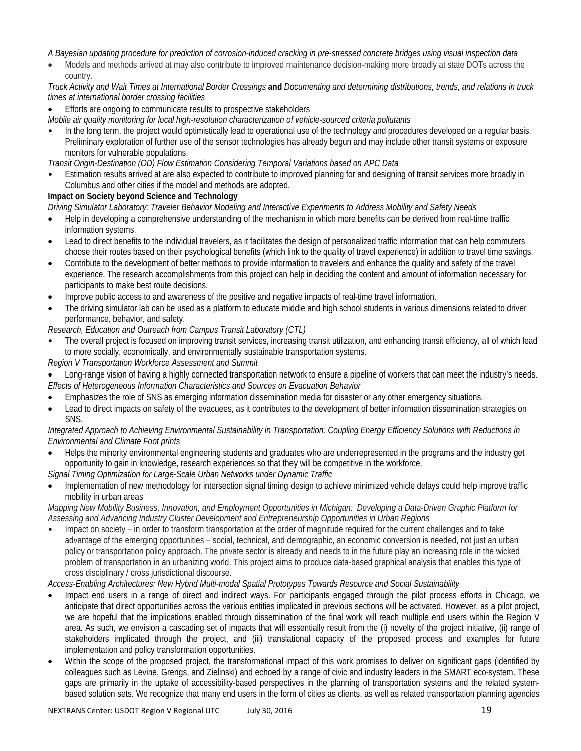*A Bayesian updating procedure for prediction of corrosion-induced cracking in pre-stressed concrete bridges using visual inspection data*

- Models and methods arrived at may also contribute to improved maintenance decision-making more broadly at state DOTs across the country.

*Truck Activity and Wait Times at International Border Crossings* **and** *Documenting and determining distributions, trends, and relations in truck times at international border crossing facilities*

- Efforts are ongoing to communicate results to prospective stakeholders

*Mobile air quality monitoring for local high-resolution characterization of vehicle-sourced criteria pollutants*

- In the long term, the project would optimistically lead to operational use of the technology and procedures developed on a regular basis. Preliminary exploration of further use of the sensor technologies has already begun and may include other transit systems or exposure monitors for vulnerable populations.

*Transit Origin-Destination (OD) Flow Estimation Considering Temporal Variations based on APC Data*

- Estimation results arrived at are also expected to contribute to improved planning for and designing of transit services more broadly in Columbus and other cities if the model and methods are adopted.

**Impact on Society beyond Science and Technology**

*Driving Simulator Laboratory: Traveler Behavior Modeling and Interactive Experiments to Address Mobility and Safety Needs*

- Help in developing a comprehensive understanding of the mechanism in which more benefits can be derived from real-time traffic information systems.
- Lead to direct benefits to the individual travelers, as it facilitates the design of personalized traffic information that can help commuters choose their routes based on their psychological benefits (which link to the quality of travel experience) in addition to travel time savings.
- Contribute to the development of better methods to provide information to travelers and enhance the quality and safety of the travel experience. The research accomplishments from this project can help in deciding the content and amount of information necessary for participants to make best route decisions.
- Improve public access to and awareness of the positive and negative impacts of real-time travel information.
- The driving simulator lab can be used as a platform to educate middle and high school students in various dimensions related to driver performance, behavior, and safety.

*Research, Education and Outreach from Campus Transit Laboratory (CTL)*

- The overall project is focused on improving transit services, increasing transit utilization, and enhancing transit efficiency, all of which lead to more socially, economically, and environmentally sustainable transportation systems.

*Region V Transportation Workforce Assessment and Summit*

- Long-range vision of having a highly connected transportation network to ensure a pipeline of workers that can meet the industry's needs.

*Effects of Heterogeneous Information Characteristics and Sources on Evacuation Behavior*

- Emphasizes the role of SNS as emerging information dissemination media for disaster or any other emergency situations.
- Lead to direct impacts on safety of the evacuees, as it contributes to the development of better information dissemination strategies on SNS.

*Integrated Approach to Achieving Environmental Sustainability in Transportation: Coupling Energy Efficiency Solutions with Reductions in Environmental and Climate Foot prints*

- Helps the minority environmental engineering students and graduates who are underrepresented in the programs and the industry get opportunity to gain in knowledge, research experiences so that they will be competitive in the workforce.

*Signal Timing Optimization for Large-Scale Urban Networks under Dynamic Traffic*

- Implementation of new methodology for intersection signal timing design to achieve minimized vehicle delays could help improve traffic mobility in urban areas

*Mapping New Mobility Business, Innovation, and Employment Opportunities in Michigan: Developing a Data-Driven Graphic Platform for Assessing and Advancing Industry Cluster Development and Entrepreneurship Opportunities in Urban Regions*

- Impact on society – in order to transform transportation at the order of magnitude required for the current challenges and to take advantage of the emerging opportunities – social, technical, and demographic, an economic conversion is needed, not just an urban policy or transportation policy approach. The private sector is already and needs to in the future play an increasing role in the wicked problem of transportation in an urbanizing world. This project aims to produce data-based graphical analysis that enables this type of cross disciplinary / cross jurisdictional discourse.

*Access-Enabling Architectures: New Hybrid Multi-modal Spatial Prototypes Towards Resource and Social Sustainability*

- Impact end users in a range of direct and indirect ways. For participants engaged through the pilot process efforts in Chicago, we anticipate that direct opportunities across the various entities implicated in previous sections will be activated. However, as a pilot project, we are hopeful that the implications enabled through dissemination of the final work will reach multiple end users within the Region V area. As such, we envision a cascading set of impacts that will essentially result from the (i) novelty of the project initiative, (ii) range of stakeholders implicated through the project, and (iii) translational capacity of the proposed process and examples for future implementation and policy transformation opportunities.
- Within the scope of the proposed project, the transformational impact of this work promises to deliver on significant gaps (identified by colleagues such as Levine, Grengs, and Zielinski) and echoed by a range of civic and industry leaders in the SMART eco-system. These gaps are primarily in the uptake of accessibility-based perspectives in the planning of transportation systems and the related system-based solution sets. We recognize that many end users in the form of cities as clients, as well as related transportation planning agencies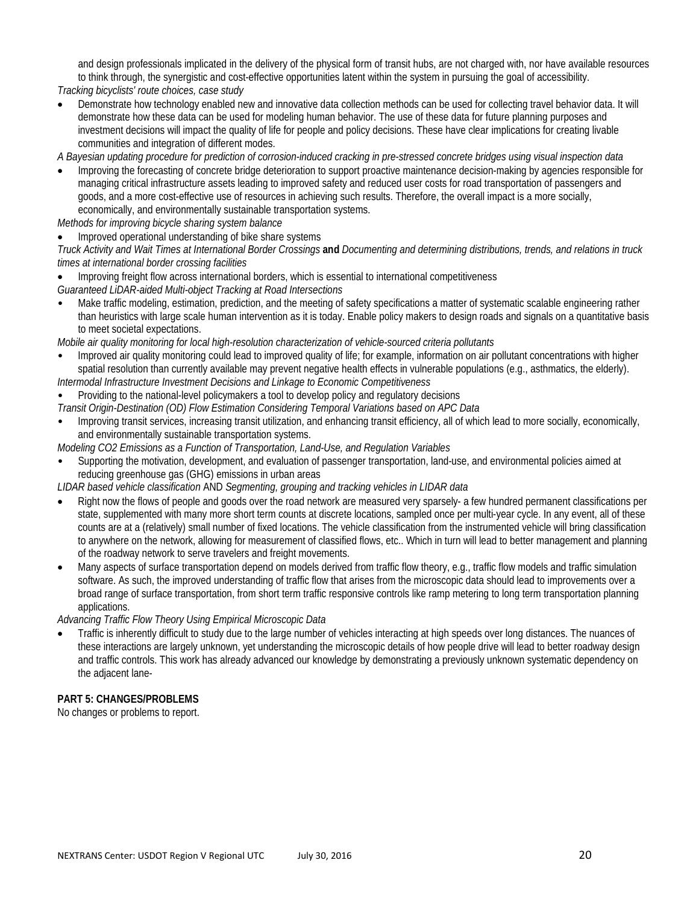and design professionals implicated in the delivery of the physical form of transit hubs, are not charged with, nor have available resources to think through, the synergistic and cost-effective opportunities latent within the system in pursuing the goal of accessibility.

*Tracking bicyclists' route choices, case study*

- Demonstrate how technology enabled new and innovative data collection methods can be used for collecting travel behavior data. It will demonstrate how these data can be used for modeling human behavior. The use of these data for future planning purposes and investment decisions will impact the quality of life for people and policy decisions. These have clear implications for creating livable communities and integration of different modes.

*A Bayesian updating procedure for prediction of corrosion-induced cracking in pre-stressed concrete bridges using visual inspection data*

- Improving the forecasting of concrete bridge deterioration to support proactive maintenance decision-making by agencies responsible for managing critical infrastructure assets leading to improved safety and reduced user costs for road transportation of passengers and goods, and a more cost-effective use of resources in achieving such results. Therefore, the overall impact is a more socially, economically, and environmentally sustainable transportation systems.

*Methods for improving bicycle sharing system balance*

- Improved operational understanding of bike share systems

*Truck Activity and Wait Times at International Border Crossings* **and** *Documenting and determining distributions, trends, and relations in truck times at international border crossing facilities*

- Improving freight flow across international borders, which is essential to international competitiveness

*Guaranteed LiDAR-aided Multi-object Tracking at Road Intersections*

- Make traffic modeling, estimation, prediction, and the meeting of safety specifications a matter of systematic scalable engineering rather than heuristics with large scale human intervention as it is today. Enable policy makers to design roads and signals on a quantitative basis to meet societal expectations.

*Mobile air quality monitoring for local high-resolution characterization of vehicle-sourced criteria pollutants*

- Improved air quality monitoring could lead to improved quality of life; for example, information on air pollutant concentrations with higher spatial resolution than currently available may prevent negative health effects in vulnerable populations (e.g., asthmatics, the elderly).

*Intermodal Infrastructure Investment Decisions and Linkage to Economic Competitiveness*

- Providing to the national-level policymakers a tool to develop policy and regulatory decisions

*Transit Origin-Destination (OD) Flow Estimation Considering Temporal Variations based on APC Data*

- Improving transit services, increasing transit utilization, and enhancing transit efficiency, all of which lead to more socially, economically, and environmentally sustainable transportation systems.

*Modeling CO2 Emissions as a Function of Transportation, Land-Use, and Regulation Variables*

- Supporting the motivation, development, and evaluation of passenger transportation, land-use, and environmental policies aimed at reducing greenhouse gas (GHG) emissions in urban areas

*LIDAR based vehicle classification* AND *Segmenting, grouping and tracking vehicles in LIDAR data*

- Right now the flows of people and goods over the road network are measured very sparsely- a few hundred permanent classifications per state, supplemented with many more short term counts at discrete locations, sampled once per multi-year cycle. In any event, all of these counts are at a (relatively) small number of fixed locations. The vehicle classification from the instrumented vehicle will bring classification to anywhere on the network, allowing for measurement of classified flows, etc.. Which in turn will lead to better management and planning of the roadway network to serve travelers and freight movements.
- Many aspects of surface transportation depend on models derived from traffic flow theory, e.g., traffic flow models and traffic simulation software. As such, the improved understanding of traffic flow that arises from the microscopic data should lead to improvements over a broad range of surface transportation, from short term traffic responsive controls like ramp metering to long term transportation planning applications.

*Advancing Traffic Flow Theory Using Empirical Microscopic Data*

- Traffic is inherently difficult to study due to the large number of vehicles interacting at high speeds over long distances. The nuances of these interactions are largely unknown, yet understanding the microscopic details of how people drive will lead to better roadway design and traffic controls. This work has already advanced our knowledge by demonstrating a previously unknown systematic dependency on the adjacent lane-

**PART 5: CHANGES/PROBLEMS**

No changes or problems to report.